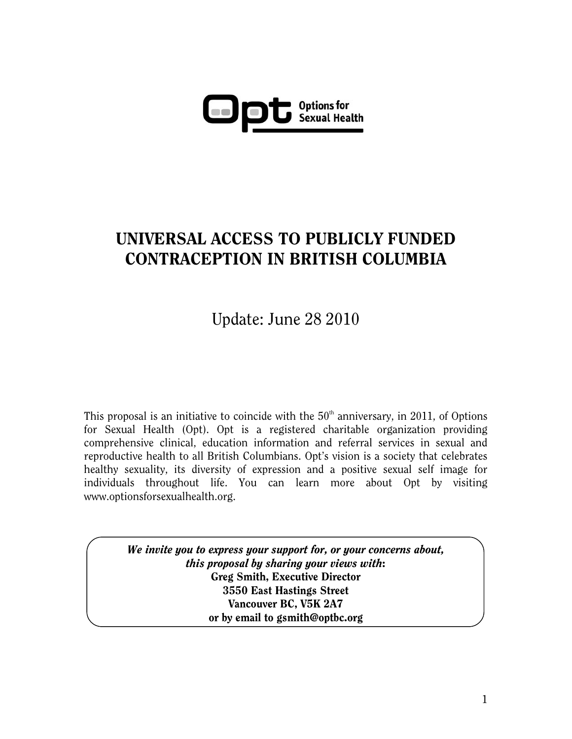Opt Options for Sexual Health

# UNIVERSAL ACCESS TO PUBLICLY FUNDED CONTRACEPTION IN BRITISH COLUMBIA

Update: June 28 2010

This proposal is an initiative to coincide with the 50th anniversary, in 2011, of Options for Sexual Health (Opt). Opt is a registered charitable organization providing comprehensive clinical, education information and referral services in sexual and reproductive health to all British Columbians. Opt's vision is a society that celebrates healthy sexuality, its diversity of expression and a positive sexual self image for individuals throughout life. You can learn more about Opt by visiting www.optionsforsexualhealth.org.

***We invite you to express your support for, or your concerns about, this proposal by sharing your views with*:**
**Greg Smith, Executive Director**
**3550 East Hastings Street**
**Vancouver BC, V5K 2A7**
**or by email to gsmith@optbc.org**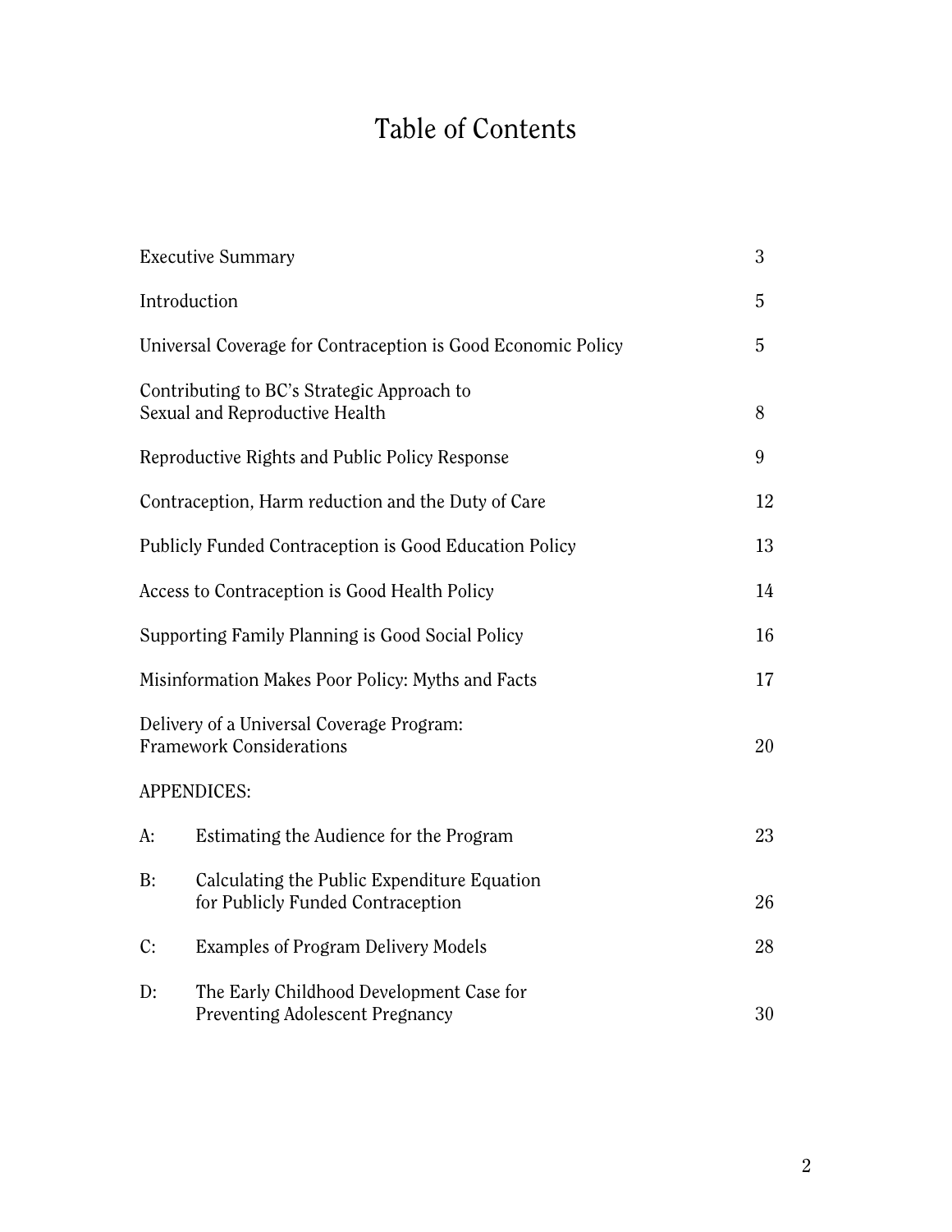# Table of Contents

| | |
|---|---|
| Executive Summary | 3 |
| Introduction | 5 |
| Universal Coverage for Contraception is Good Economic Policy | 5 |
| Contributing to BC's Strategic Approach to Sexual and Reproductive Health | 8 |
| Reproductive Rights and Public Policy Response | 9 |
| Contraception, Harm reduction and the Duty of Care | 12 |
| Publicly Funded Contraception is Good Education Policy | 13 |
| Access to Contraception is Good Health Policy | 14 |
| Supporting Family Planning is Good Social Policy | 16 |
| Misinformation Makes Poor Policy: Myths and Facts | 17 |
| Delivery of a Universal Coverage Program: Framework Considerations | 20 |
| APPENDICES: | |
| A: Estimating the Audience for the Program | 23 |
| B: Calculating the Public Expenditure Equation for Publicly Funded Contraception | 26 |
| C: Examples of Program Delivery Models | 28 |
| D: The Early Childhood Development Case for Preventing Adolescent Pregnancy | 30 |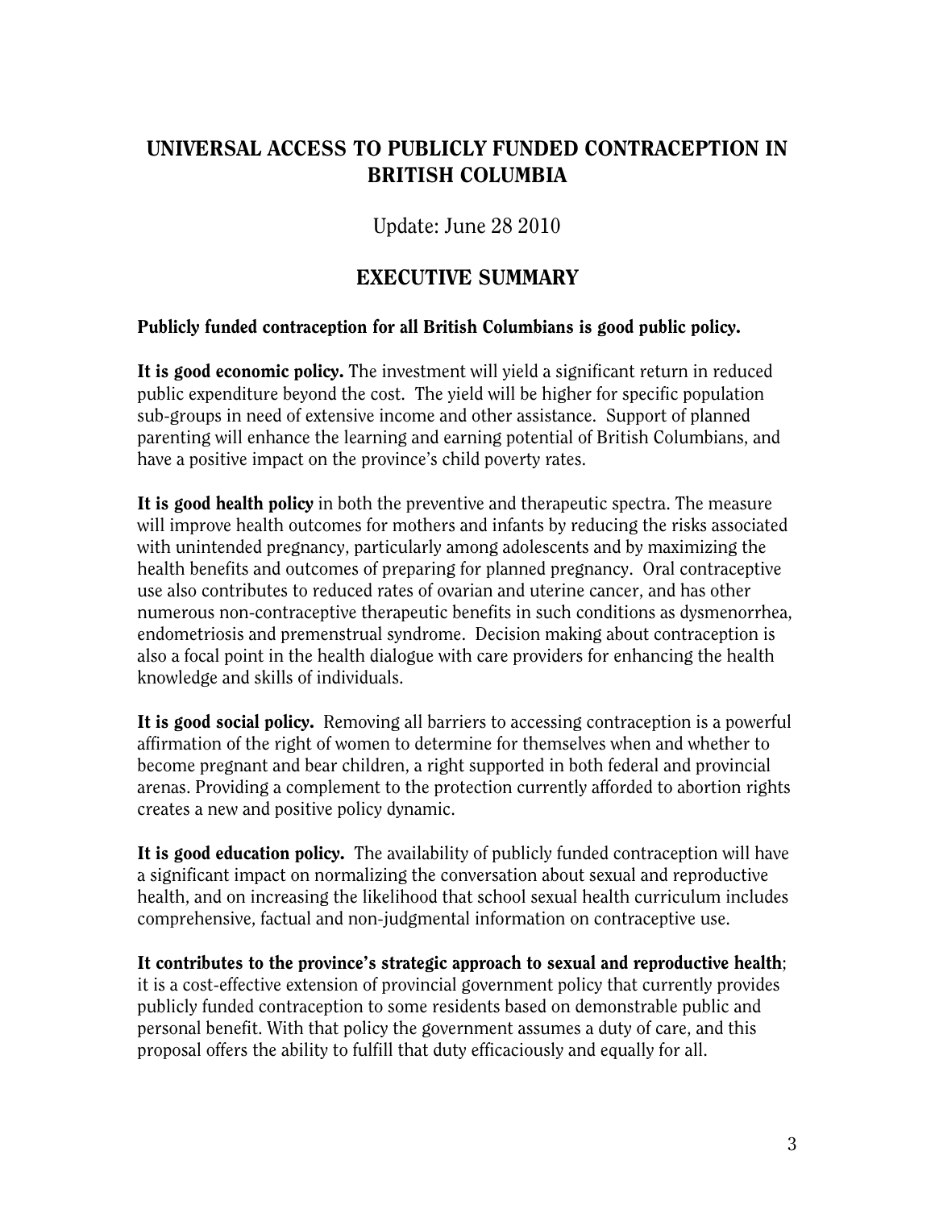# UNIVERSAL ACCESS TO PUBLICLY FUNDED CONTRACEPTION IN BRITISH COLUMBIA

Update: June 28 2010

## EXECUTIVE SUMMARY

**Publicly funded contraception for all British Columbians is good public policy.**

**It is good economic policy.** The investment will yield a significant return in reduced public expenditure beyond the cost. The yield will be higher for specific population sub-groups in need of extensive income and other assistance. Support of planned parenting will enhance the learning and earning potential of British Columbians, and have a positive impact on the province's child poverty rates.

**It is good health policy** in both the preventive and therapeutic spectra. The measure will improve health outcomes for mothers and infants by reducing the risks associated with unintended pregnancy, particularly among adolescents and by maximizing the health benefits and outcomes of preparing for planned pregnancy. Oral contraceptive use also contributes to reduced rates of ovarian and uterine cancer, and has other numerous non-contraceptive therapeutic benefits in such conditions as dysmenorrhea, endometriosis and premenstrual syndrome. Decision making about contraception is also a focal point in the health dialogue with care providers for enhancing the health knowledge and skills of individuals.

**It is good social policy.** Removing all barriers to accessing contraception is a powerful affirmation of the right of women to determine for themselves when and whether to become pregnant and bear children, a right supported in both federal and provincial arenas. Providing a complement to the protection currently afforded to abortion rights creates a new and positive policy dynamic.

**It is good education policy.** The availability of publicly funded contraception will have a significant impact on normalizing the conversation about sexual and reproductive health, and on increasing the likelihood that school sexual health curriculum includes comprehensive, factual and non-judgmental information on contraceptive use.

**It contributes to the province's strategic approach to sexual and reproductive health**; it is a cost-effective extension of provincial government policy that currently provides publicly funded contraception to some residents based on demonstrable public and personal benefit. With that policy the government assumes a duty of care, and this proposal offers the ability to fulfill that duty efficaciously and equally for all.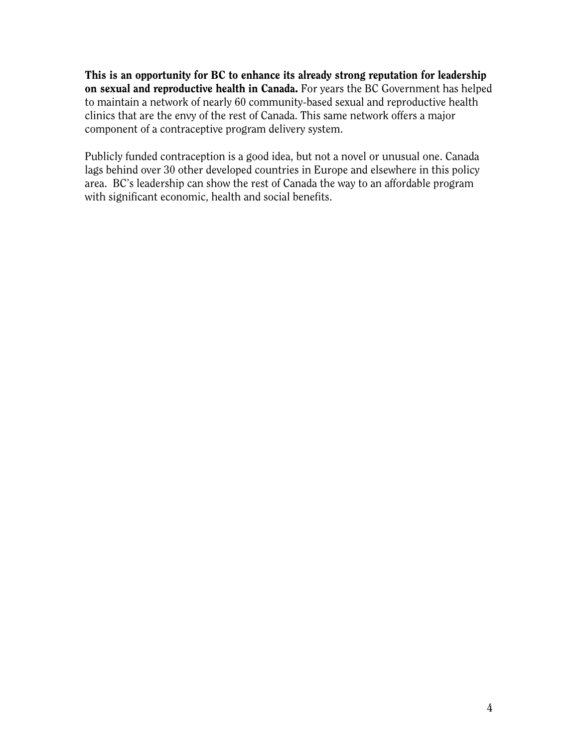**This is an opportunity for BC to enhance its already strong reputation for leadership on sexual and reproductive health in Canada.** For years the BC Government has helped to maintain a network of nearly 60 community-based sexual and reproductive health clinics that are the envy of the rest of Canada. This same network offers a major component of a contraceptive program delivery system.

Publicly funded contraception is a good idea, but not a novel or unusual one. Canada lags behind over 30 other developed countries in Europe and elsewhere in this policy area. BC's leadership can show the rest of Canada the way to an affordable program with significant economic, health and social benefits.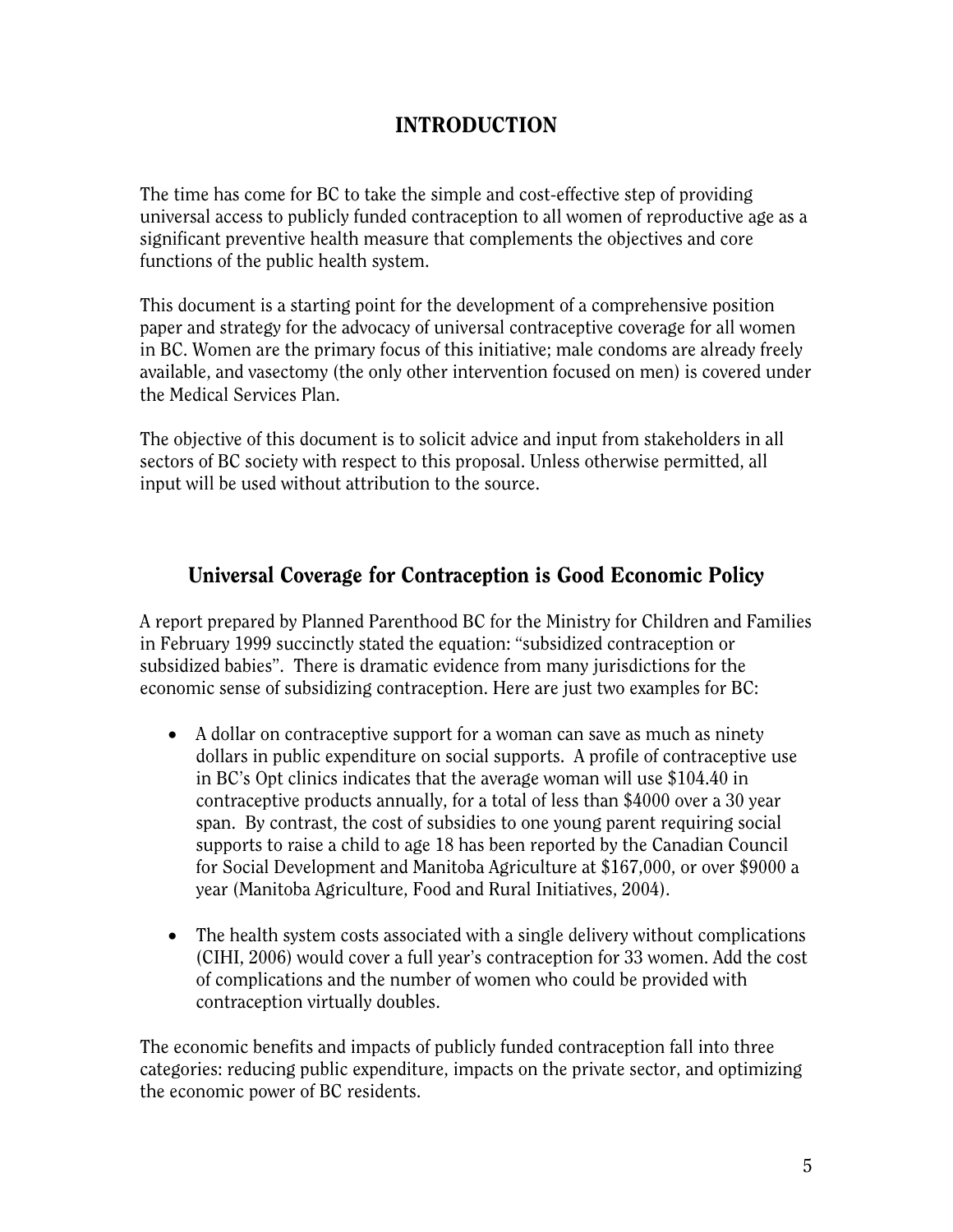# INTRODUCTION

The time has come for BC to take the simple and cost-effective step of providing universal access to publicly funded contraception to all women of reproductive age as a significant preventive health measure that complements the objectives and core functions of the public health system.

This document is a starting point for the development of a comprehensive position paper and strategy for the advocacy of universal contraceptive coverage for all women in BC. Women are the primary focus of this initiative; male condoms are already freely available, and vasectomy (the only other intervention focused on men) is covered under the Medical Services Plan.

The objective of this document is to solicit advice and input from stakeholders in all sectors of BC society with respect to this proposal. Unless otherwise permitted, all input will be used without attribution to the source.

## Universal Coverage for Contraception is Good Economic Policy

A report prepared by Planned Parenthood BC for the Ministry for Children and Families in February 1999 succinctly stated the equation: "subsidized contraception or subsidized babies". There is dramatic evidence from many jurisdictions for the economic sense of subsidizing contraception. Here are just two examples for BC:

- A dollar on contraceptive support for a woman can save as much as ninety dollars in public expenditure on social supports. A profile of contraceptive use in BC's Opt clinics indicates that the average woman will use $104.40 in contraceptive products annually, for a total of less than $4000 over a 30 year span. By contrast, the cost of subsidies to one young parent requiring social supports to raise a child to age 18 has been reported by the Canadian Council for Social Development and Manitoba Agriculture at $167,000, or over $9000 a year (Manitoba Agriculture, Food and Rural Initiatives, 2004).

- The health system costs associated with a single delivery without complications (CIHI, 2006) would cover a full year's contraception for 33 women. Add the cost of complications and the number of women who could be provided with contraception virtually doubles.

The economic benefits and impacts of publicly funded contraception fall into three categories: reducing public expenditure, impacts on the private sector, and optimizing the economic power of BC residents.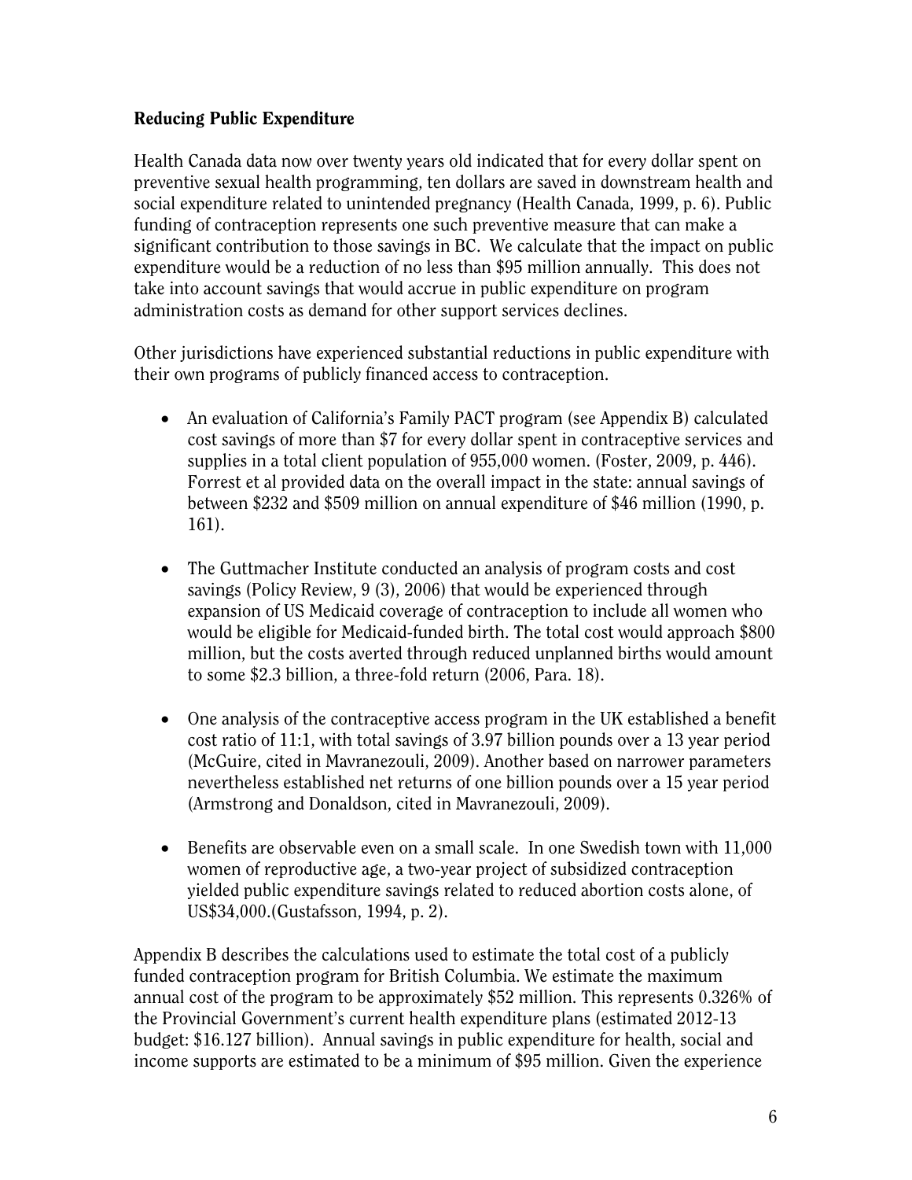**Reducing Public Expenditure**

Health Canada data now over twenty years old indicated that for every dollar spent on preventive sexual health programming, ten dollars are saved in downstream health and social expenditure related to unintended pregnancy (Health Canada, 1999, p. 6). Public funding of contraception represents one such preventive measure that can make a significant contribution to those savings in BC. We calculate that the impact on public expenditure would be a reduction of no less than $95 million annually. This does not take into account savings that would accrue in public expenditure on program administration costs as demand for other support services declines.

Other jurisdictions have experienced substantial reductions in public expenditure with their own programs of publicly financed access to contraception.

- An evaluation of California's Family PACT program (see Appendix B) calculated cost savings of more than $7 for every dollar spent in contraceptive services and supplies in a total client population of 955,000 women. (Foster, 2009, p. 446). Forrest et al provided data on the overall impact in the state: annual savings of between $232 and $509 million on annual expenditure of $46 million (1990, p. 161).

- The Guttmacher Institute conducted an analysis of program costs and cost savings (Policy Review, 9 (3), 2006) that would be experienced through expansion of US Medicaid coverage of contraception to include all women who would be eligible for Medicaid-funded birth. The total cost would approach $800 million, but the costs averted through reduced unplanned births would amount to some $2.3 billion, a three-fold return (2006, Para. 18).

- One analysis of the contraceptive access program in the UK established a benefit cost ratio of 11:1, with total savings of 3.97 billion pounds over a 13 year period (McGuire, cited in Mavranezouli, 2009). Another based on narrower parameters nevertheless established net returns of one billion pounds over a 15 year period (Armstrong and Donaldson, cited in Mavranezouli, 2009).

- Benefits are observable even on a small scale. In one Swedish town with 11,000 women of reproductive age, a two-year project of subsidized contraception yielded public expenditure savings related to reduced abortion costs alone, of US$34,000.(Gustafsson, 1994, p. 2).

Appendix B describes the calculations used to estimate the total cost of a publicly funded contraception program for British Columbia. We estimate the maximum annual cost of the program to be approximately $52 million. This represents 0.326% of the Provincial Government's current health expenditure plans (estimated 2012-13 budget: $16.127 billion). Annual savings in public expenditure for health, social and income supports are estimated to be a minimum of $95 million. Given the experience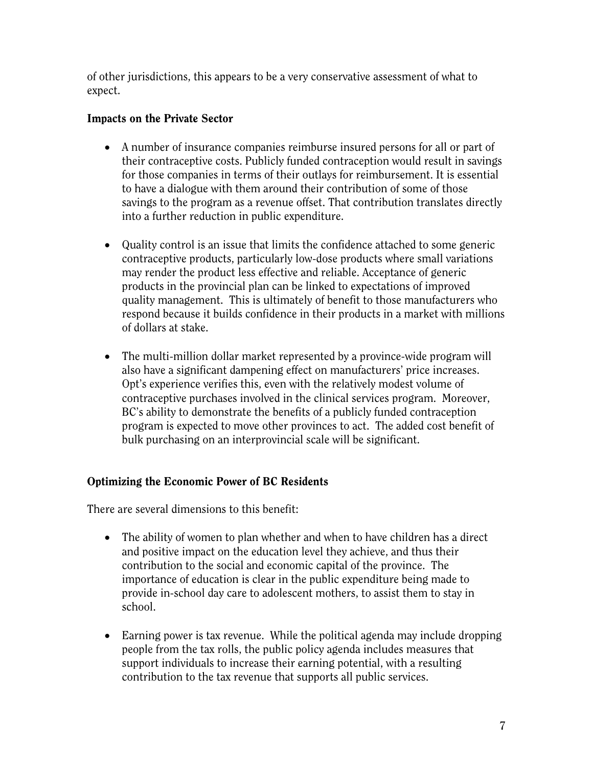of other jurisdictions, this appears to be a very conservative assessment of what to expect.

### Impacts on the Private Sector

- A number of insurance companies reimburse insured persons for all or part of their contraceptive costs. Publicly funded contraception would result in savings for those companies in terms of their outlays for reimbursement. It is essential to have a dialogue with them around their contribution of some of those savings to the program as a revenue offset. That contribution translates directly into a further reduction in public expenditure.

- Quality control is an issue that limits the confidence attached to some generic contraceptive products, particularly low-dose products where small variations may render the product less effective and reliable. Acceptance of generic products in the provincial plan can be linked to expectations of improved quality management. This is ultimately of benefit to those manufacturers who respond because it builds confidence in their products in a market with millions of dollars at stake.

- The multi-million dollar market represented by a province-wide program will also have a significant dampening effect on manufacturers' price increases. Opt's experience verifies this, even with the relatively modest volume of contraceptive purchases involved in the clinical services program. Moreover, BC's ability to demonstrate the benefits of a publicly funded contraception program is expected to move other provinces to act. The added cost benefit of bulk purchasing on an interprovincial scale will be significant.

### Optimizing the Economic Power of BC Residents

There are several dimensions to this benefit:

- The ability of women to plan whether and when to have children has a direct and positive impact on the education level they achieve, and thus their contribution to the social and economic capital of the province. The importance of education is clear in the public expenditure being made to provide in-school day care to adolescent mothers, to assist them to stay in school.

- Earning power is tax revenue. While the political agenda may include dropping people from the tax rolls, the public policy agenda includes measures that support individuals to increase their earning potential, with a resulting contribution to the tax revenue that supports all public services.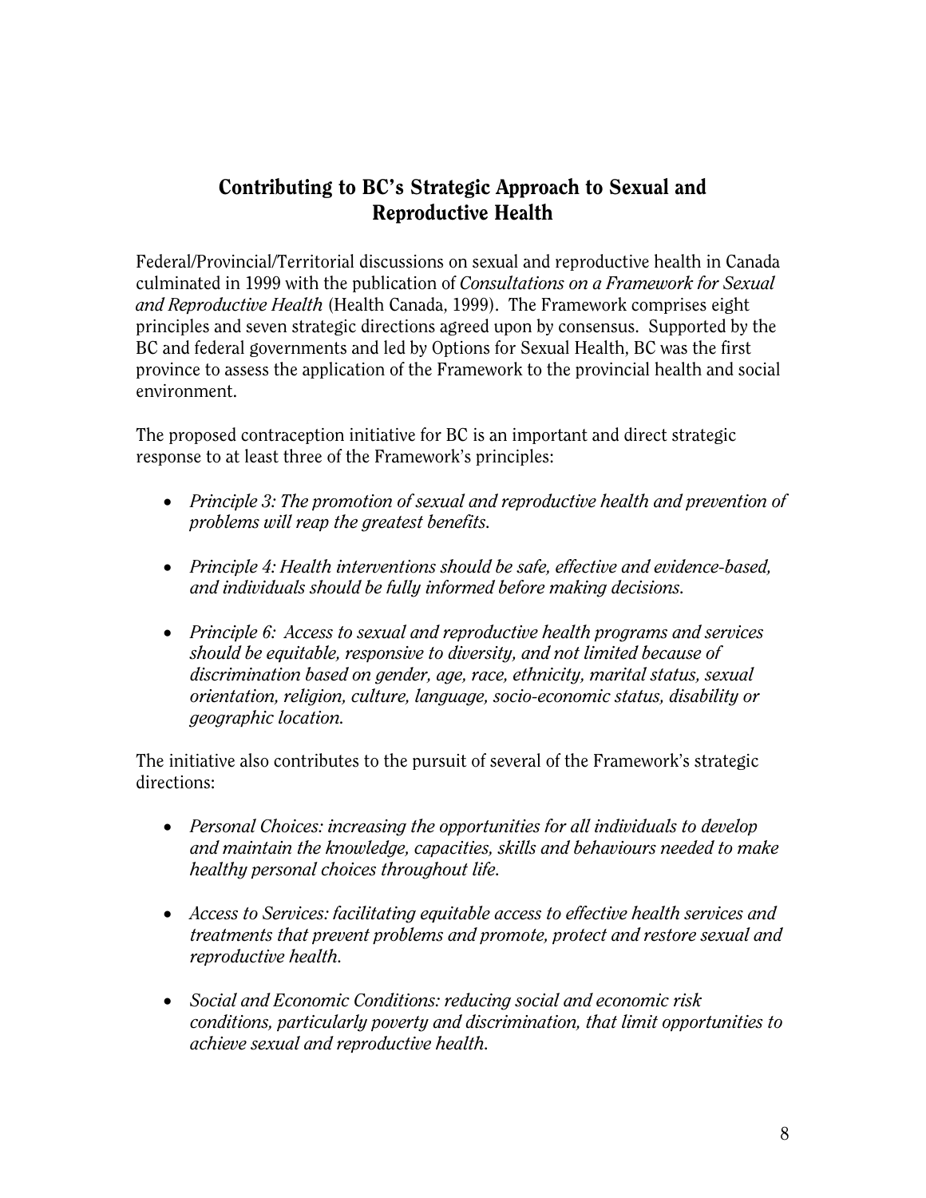## Contributing to BC's Strategic Approach to Sexual and Reproductive Health

Federal/Provincial/Territorial discussions on sexual and reproductive health in Canada culminated in 1999 with the publication of *Consultations on a Framework for Sexual and Reproductive Health* (Health Canada, 1999). The Framework comprises eight principles and seven strategic directions agreed upon by consensus. Supported by the BC and federal governments and led by Options for Sexual Health, BC was the first province to assess the application of the Framework to the provincial health and social environment.

The proposed contraception initiative for BC is an important and direct strategic response to at least three of the Framework's principles:

- *Principle 3: The promotion of sexual and reproductive health and prevention of problems will reap the greatest benefits.*

- *Principle 4: Health interventions should be safe, effective and evidence-based, and individuals should be fully informed before making decisions.*

- *Principle 6: Access to sexual and reproductive health programs and services should be equitable, responsive to diversity, and not limited because of discrimination based on gender, age, race, ethnicity, marital status, sexual orientation, religion, culture, language, socio-economic status, disability or geographic location.*

The initiative also contributes to the pursuit of several of the Framework's strategic directions:

- *Personal Choices: increasing the opportunities for all individuals to develop and maintain the knowledge, capacities, skills and behaviours needed to make healthy personal choices throughout life.*

- *Access to Services: facilitating equitable access to effective health services and treatments that prevent problems and promote, protect and restore sexual and reproductive health.*

- *Social and Economic Conditions: reducing social and economic risk conditions, particularly poverty and discrimination, that limit opportunities to achieve sexual and reproductive health.*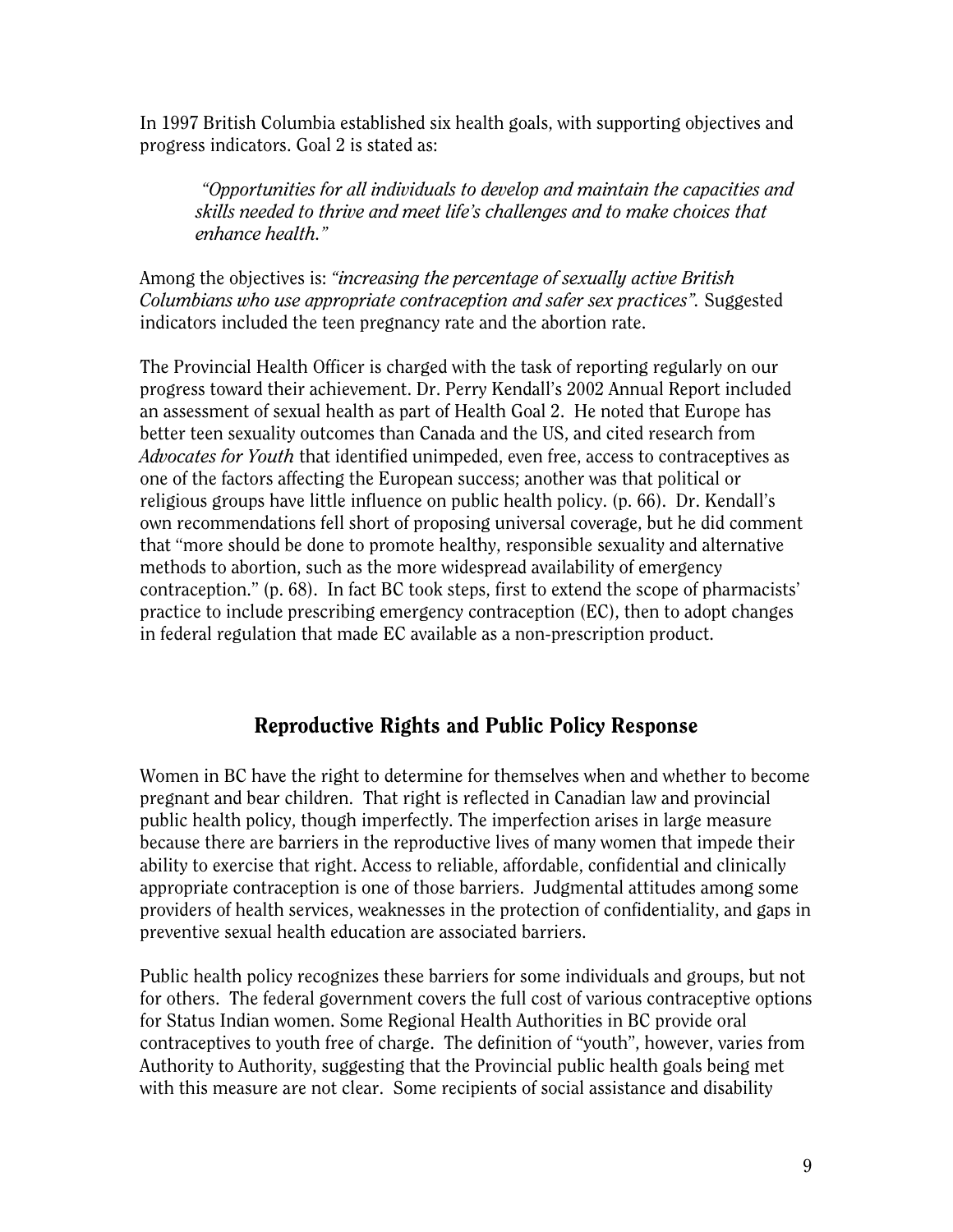In 1997 British Columbia established six health goals, with supporting objectives and progress indicators. Goal 2 is stated as:

> *"Opportunities for all individuals to develop and maintain the capacities and skills needed to thrive and meet life's challenges and to make choices that enhance health."*

Among the objectives is: *"increasing the percentage of sexually active British Columbians who use appropriate contraception and safer sex practices".* Suggested indicators included the teen pregnancy rate and the abortion rate.

The Provincial Health Officer is charged with the task of reporting regularly on our progress toward their achievement. Dr. Perry Kendall's 2002 Annual Report included an assessment of sexual health as part of Health Goal 2. He noted that Europe has better teen sexuality outcomes than Canada and the US, and cited research from *Advocates for Youth* that identified unimpeded, even free, access to contraceptives as one of the factors affecting the European success; another was that political or religious groups have little influence on public health policy. (p. 66). Dr. Kendall's own recommendations fell short of proposing universal coverage, but he did comment that "more should be done to promote healthy, responsible sexuality and alternative methods to abortion, such as the more widespread availability of emergency contraception." (p. 68). In fact BC took steps, first to extend the scope of pharmacists' practice to include prescribing emergency contraception (EC), then to adopt changes in federal regulation that made EC available as a non-prescription product.

## Reproductive Rights and Public Policy Response

Women in BC have the right to determine for themselves when and whether to become pregnant and bear children. That right is reflected in Canadian law and provincial public health policy, though imperfectly. The imperfection arises in large measure because there are barriers in the reproductive lives of many women that impede their ability to exercise that right. Access to reliable, affordable, confidential and clinically appropriate contraception is one of those barriers. Judgmental attitudes among some providers of health services, weaknesses in the protection of confidentiality, and gaps in preventive sexual health education are associated barriers.

Public health policy recognizes these barriers for some individuals and groups, but not for others. The federal government covers the full cost of various contraceptive options for Status Indian women. Some Regional Health Authorities in BC provide oral contraceptives to youth free of charge. The definition of "youth", however, varies from Authority to Authority, suggesting that the Provincial public health goals being met with this measure are not clear. Some recipients of social assistance and disability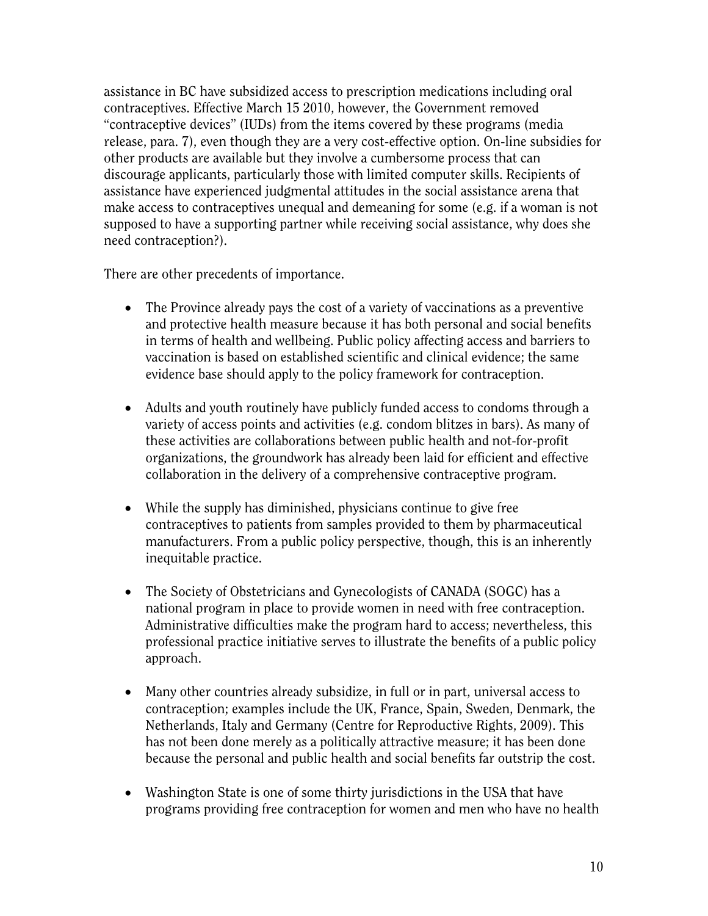assistance in BC have subsidized access to prescription medications including oral contraceptives. Effective March 15 2010, however, the Government removed "contraceptive devices" (IUDs) from the items covered by these programs (media release, para. 7), even though they are a very cost-effective option. On-line subsidies for other products are available but they involve a cumbersome process that can discourage applicants, particularly those with limited computer skills. Recipients of assistance have experienced judgmental attitudes in the social assistance arena that make access to contraceptives unequal and demeaning for some (e.g. if a woman is not supposed to have a supporting partner while receiving social assistance, why does she need contraception?).

There are other precedents of importance.

- The Province already pays the cost of a variety of vaccinations as a preventive and protective health measure because it has both personal and social benefits in terms of health and wellbeing. Public policy affecting access and barriers to vaccination is based on established scientific and clinical evidence; the same evidence base should apply to the policy framework for contraception.

- Adults and youth routinely have publicly funded access to condoms through a variety of access points and activities (e.g. condom blitzes in bars). As many of these activities are collaborations between public health and not-for-profit organizations, the groundwork has already been laid for efficient and effective collaboration in the delivery of a comprehensive contraceptive program.

- While the supply has diminished, physicians continue to give free contraceptives to patients from samples provided to them by pharmaceutical manufacturers. From a public policy perspective, though, this is an inherently inequitable practice.

- The Society of Obstetricians and Gynecologists of CANADA (SOGC) has a national program in place to provide women in need with free contraception. Administrative difficulties make the program hard to access; nevertheless, this professional practice initiative serves to illustrate the benefits of a public policy approach.

- Many other countries already subsidize, in full or in part, universal access to contraception; examples include the UK, France, Spain, Sweden, Denmark, the Netherlands, Italy and Germany (Centre for Reproductive Rights, 2009). This has not been done merely as a politically attractive measure; it has been done because the personal and public health and social benefits far outstrip the cost.

- Washington State is one of some thirty jurisdictions in the USA that have programs providing free contraception for women and men who have no health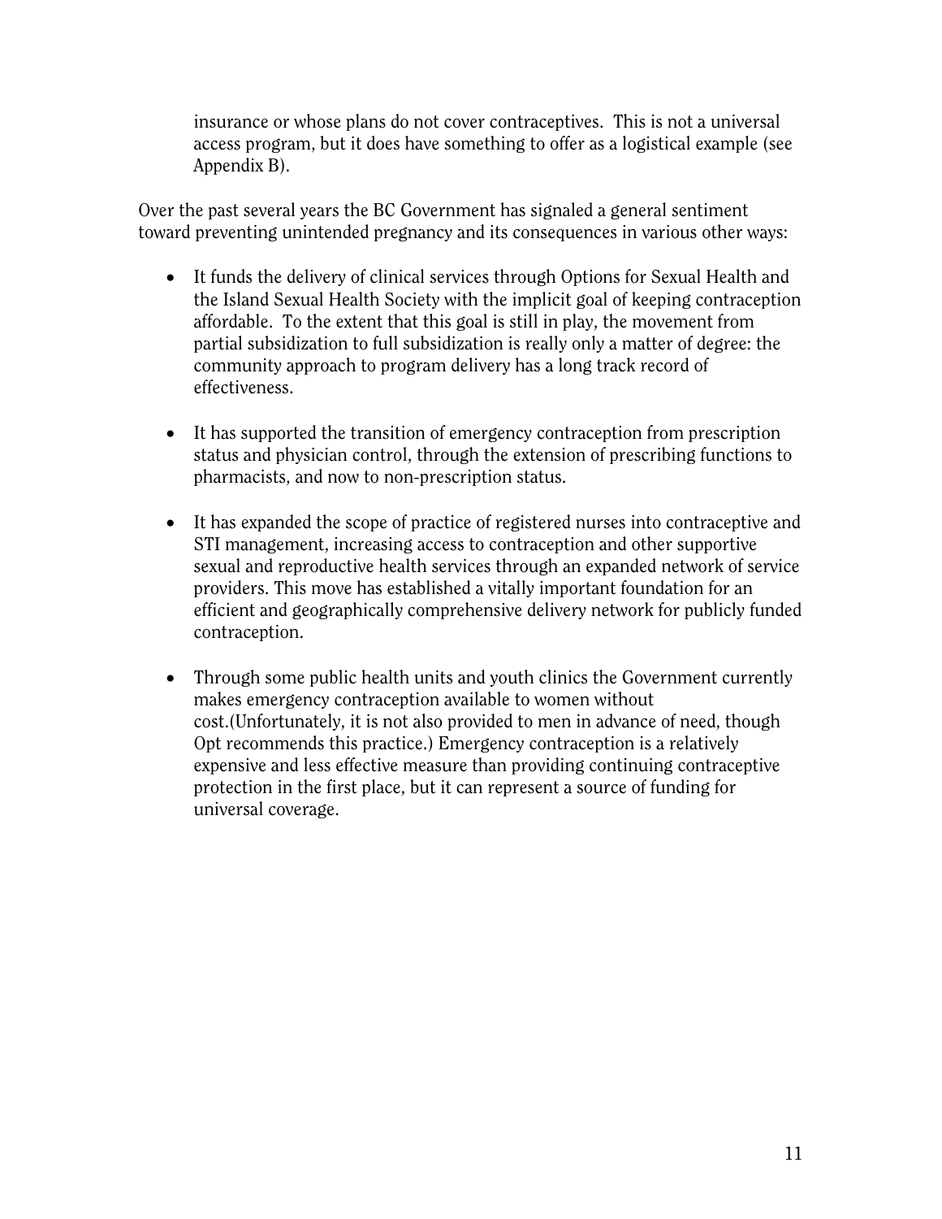insurance or whose plans do not cover contraceptives. This is not a universal access program, but it does have something to offer as a logistical example (see Appendix B).

Over the past several years the BC Government has signaled a general sentiment toward preventing unintended pregnancy and its consequences in various other ways:

- It funds the delivery of clinical services through Options for Sexual Health and the Island Sexual Health Society with the implicit goal of keeping contraception affordable. To the extent that this goal is still in play, the movement from partial subsidization to full subsidization is really only a matter of degree: the community approach to program delivery has a long track record of effectiveness.

- It has supported the transition of emergency contraception from prescription status and physician control, through the extension of prescribing functions to pharmacists, and now to non-prescription status.

- It has expanded the scope of practice of registered nurses into contraceptive and STI management, increasing access to contraception and other supportive sexual and reproductive health services through an expanded network of service providers. This move has established a vitally important foundation for an efficient and geographically comprehensive delivery network for publicly funded contraception.

- Through some public health units and youth clinics the Government currently makes emergency contraception available to women without cost.(Unfortunately, it is not also provided to men in advance of need, though Opt recommends this practice.) Emergency contraception is a relatively expensive and less effective measure than providing continuing contraceptive protection in the first place, but it can represent a source of funding for universal coverage.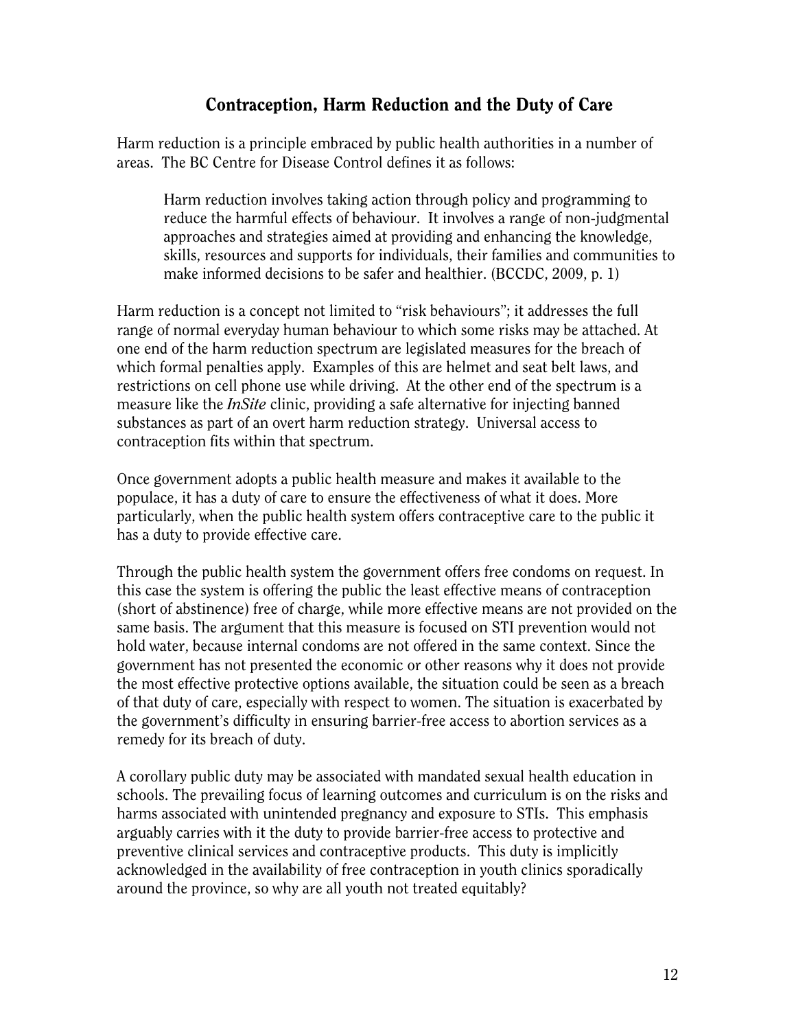## Contraception, Harm Reduction and the Duty of Care

Harm reduction is a principle embraced by public health authorities in a number of areas. The BC Centre for Disease Control defines it as follows:

> Harm reduction involves taking action through policy and programming to reduce the harmful effects of behaviour. It involves a range of non-judgmental approaches and strategies aimed at providing and enhancing the knowledge, skills, resources and supports for individuals, their families and communities to make informed decisions to be safer and healthier. (BCCDC, 2009, p. 1)

Harm reduction is a concept not limited to "risk behaviours"; it addresses the full range of normal everyday human behaviour to which some risks may be attached. At one end of the harm reduction spectrum are legislated measures for the breach of which formal penalties apply. Examples of this are helmet and seat belt laws, and restrictions on cell phone use while driving. At the other end of the spectrum is a measure like the *InSite* clinic, providing a safe alternative for injecting banned substances as part of an overt harm reduction strategy. Universal access to contraception fits within that spectrum.

Once government adopts a public health measure and makes it available to the populace, it has a duty of care to ensure the effectiveness of what it does. More particularly, when the public health system offers contraceptive care to the public it has a duty to provide effective care.

Through the public health system the government offers free condoms on request. In this case the system is offering the public the least effective means of contraception (short of abstinence) free of charge, while more effective means are not provided on the same basis. The argument that this measure is focused on STI prevention would not hold water, because internal condoms are not offered in the same context. Since the government has not presented the economic or other reasons why it does not provide the most effective protective options available, the situation could be seen as a breach of that duty of care, especially with respect to women. The situation is exacerbated by the government's difficulty in ensuring barrier-free access to abortion services as a remedy for its breach of duty.

A corollary public duty may be associated with mandated sexual health education in schools. The prevailing focus of learning outcomes and curriculum is on the risks and harms associated with unintended pregnancy and exposure to STIs. This emphasis arguably carries with it the duty to provide barrier-free access to protective and preventive clinical services and contraceptive products. This duty is implicitly acknowledged in the availability of free contraception in youth clinics sporadically around the province, so why are all youth not treated equitably?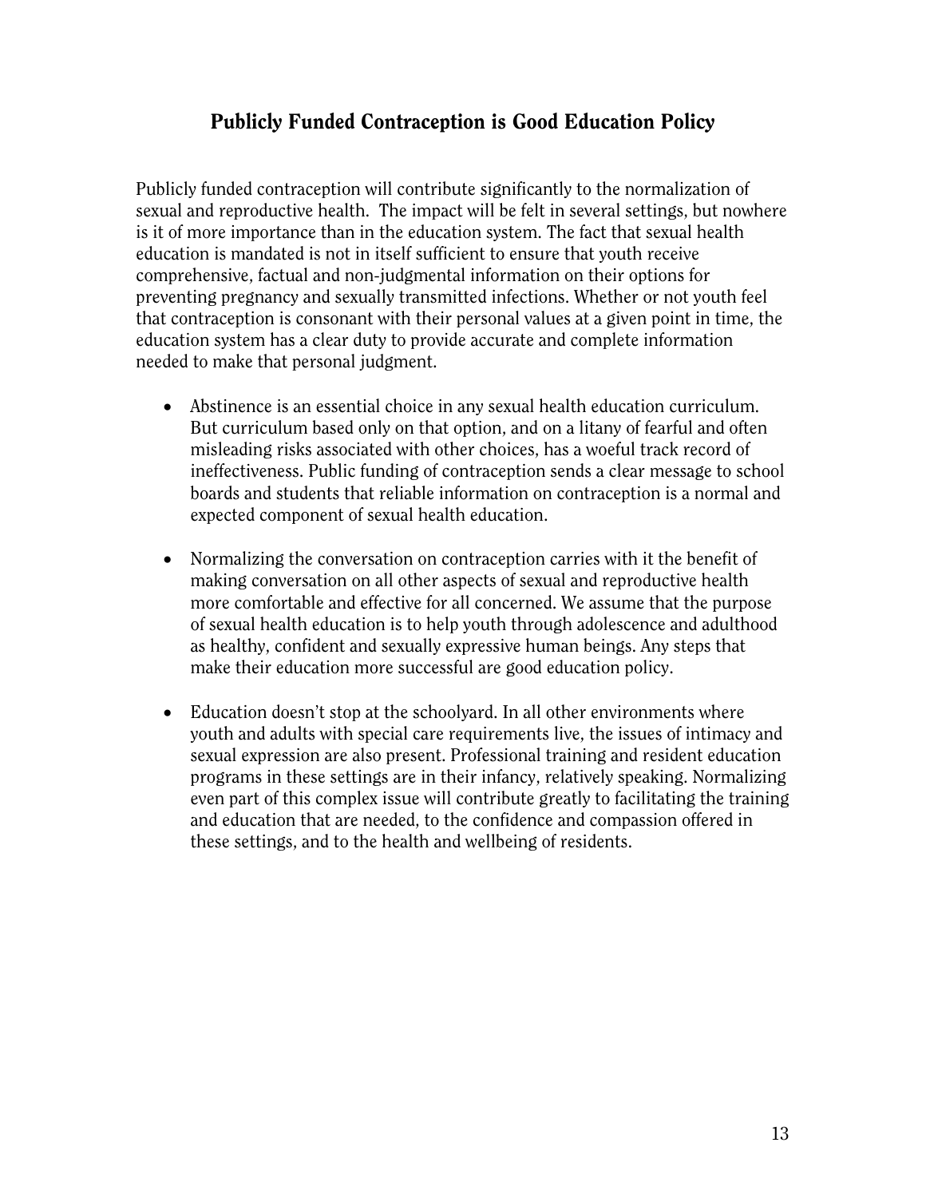## Publicly Funded Contraception is Good Education Policy

Publicly funded contraception will contribute significantly to the normalization of sexual and reproductive health. The impact will be felt in several settings, but nowhere is it of more importance than in the education system. The fact that sexual health education is mandated is not in itself sufficient to ensure that youth receive comprehensive, factual and non-judgmental information on their options for preventing pregnancy and sexually transmitted infections. Whether or not youth feel that contraception is consonant with their personal values at a given point in time, the education system has a clear duty to provide accurate and complete information needed to make that personal judgment.

- Abstinence is an essential choice in any sexual health education curriculum. But curriculum based only on that option, and on a litany of fearful and often misleading risks associated with other choices, has a woeful track record of ineffectiveness. Public funding of contraception sends a clear message to school boards and students that reliable information on contraception is a normal and expected component of sexual health education.

- Normalizing the conversation on contraception carries with it the benefit of making conversation on all other aspects of sexual and reproductive health more comfortable and effective for all concerned. We assume that the purpose of sexual health education is to help youth through adolescence and adulthood as healthy, confident and sexually expressive human beings. Any steps that make their education more successful are good education policy.

- Education doesn't stop at the schoolyard. In all other environments where youth and adults with special care requirements live, the issues of intimacy and sexual expression are also present. Professional training and resident education programs in these settings are in their infancy, relatively speaking. Normalizing even part of this complex issue will contribute greatly to facilitating the training and education that are needed, to the confidence and compassion offered in these settings, and to the health and wellbeing of residents.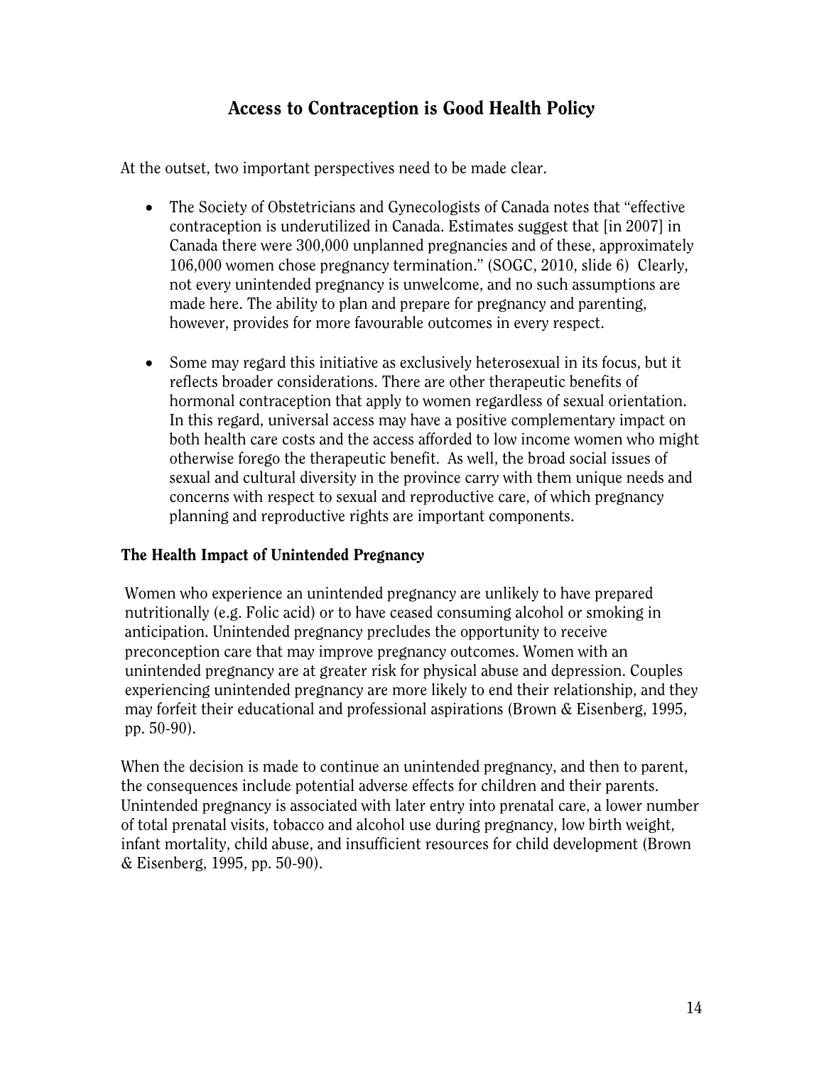## Access to Contraception is Good Health Policy

At the outset, two important perspectives need to be made clear.

- The Society of Obstetricians and Gynecologists of Canada notes that "effective contraception is underutilized in Canada. Estimates suggest that [in 2007] in Canada there were 300,000 unplanned pregnancies and of these, approximately 106,000 women chose pregnancy termination." (SOGC, 2010, slide 6) Clearly, not every unintended pregnancy is unwelcome, and no such assumptions are made here. The ability to plan and prepare for pregnancy and parenting, however, provides for more favourable outcomes in every respect.
- Some may regard this initiative as exclusively heterosexual in its focus, but it reflects broader considerations. There are other therapeutic benefits of hormonal contraception that apply to women regardless of sexual orientation. In this regard, universal access may have a positive complementary impact on both health care costs and the access afforded to low income women who might otherwise forego the therapeutic benefit. As well, the broad social issues of sexual and cultural diversity in the province carry with them unique needs and concerns with respect to sexual and reproductive care, of which pregnancy planning and reproductive rights are important components.

### The Health Impact of Unintended Pregnancy

Women who experience an unintended pregnancy are unlikely to have prepared nutritionally (e.g. Folic acid) or to have ceased consuming alcohol or smoking in anticipation. Unintended pregnancy precludes the opportunity to receive preconception care that may improve pregnancy outcomes. Women with an unintended pregnancy are at greater risk for physical abuse and depression. Couples experiencing unintended pregnancy are more likely to end their relationship, and they may forfeit their educational and professional aspirations (Brown & Eisenberg, 1995, pp. 50-90).

When the decision is made to continue an unintended pregnancy, and then to parent, the consequences include potential adverse effects for children and their parents. Unintended pregnancy is associated with later entry into prenatal care, a lower number of total prenatal visits, tobacco and alcohol use during pregnancy, low birth weight, infant mortality, child abuse, and insufficient resources for child development (Brown & Eisenberg, 1995, pp. 50-90).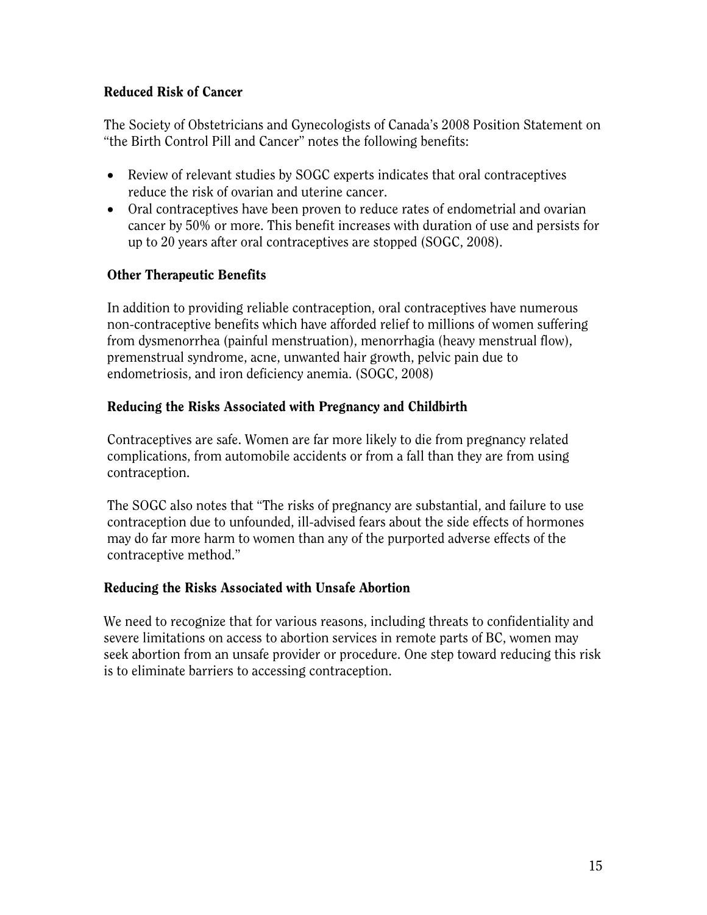### Reduced Risk of Cancer

The Society of Obstetricians and Gynecologists of Canada's 2008 Position Statement on "the Birth Control Pill and Cancer" notes the following benefits:

- Review of relevant studies by SOGC experts indicates that oral contraceptives reduce the risk of ovarian and uterine cancer.
- Oral contraceptives have been proven to reduce rates of endometrial and ovarian cancer by 50% or more. This benefit increases with duration of use and persists for up to 20 years after oral contraceptives are stopped (SOGC, 2008).

### Other Therapeutic Benefits

In addition to providing reliable contraception, oral contraceptives have numerous non-contraceptive benefits which have afforded relief to millions of women suffering from dysmenorrhea (painful menstruation), menorrhagia (heavy menstrual flow), premenstrual syndrome, acne, unwanted hair growth, pelvic pain due to endometriosis, and iron deficiency anemia. (SOGC, 2008)

### Reducing the Risks Associated with Pregnancy and Childbirth

Contraceptives are safe. Women are far more likely to die from pregnancy related complications, from automobile accidents or from a fall than they are from using contraception.

The SOGC also notes that "The risks of pregnancy are substantial, and failure to use contraception due to unfounded, ill-advised fears about the side effects of hormones may do far more harm to women than any of the purported adverse effects of the contraceptive method."

### Reducing the Risks Associated with Unsafe Abortion

We need to recognize that for various reasons, including threats to confidentiality and severe limitations on access to abortion services in remote parts of BC, women may seek abortion from an unsafe provider or procedure. One step toward reducing this risk is to eliminate barriers to accessing contraception.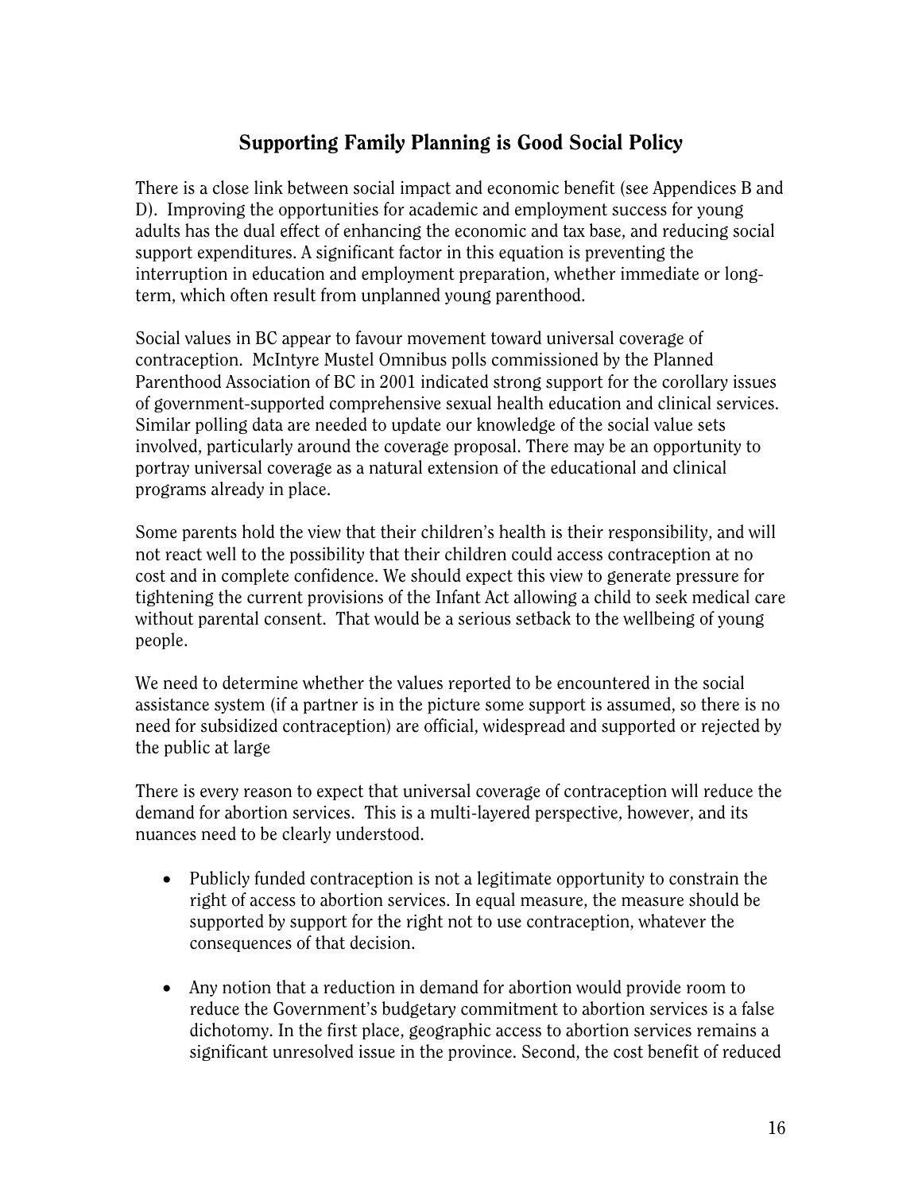## Supporting Family Planning is Good Social Policy

There is a close link between social impact and economic benefit (see Appendices B and D). Improving the opportunities for academic and employment success for young adults has the dual effect of enhancing the economic and tax base, and reducing social support expenditures. A significant factor in this equation is preventing the interruption in education and employment preparation, whether immediate or long-term, which often result from unplanned young parenthood.

Social values in BC appear to favour movement toward universal coverage of contraception. McIntyre Mustel Omnibus polls commissioned by the Planned Parenthood Association of BC in 2001 indicated strong support for the corollary issues of government-supported comprehensive sexual health education and clinical services. Similar polling data are needed to update our knowledge of the social value sets involved, particularly around the coverage proposal. There may be an opportunity to portray universal coverage as a natural extension of the educational and clinical programs already in place.

Some parents hold the view that their children's health is their responsibility, and will not react well to the possibility that their children could access contraception at no cost and in complete confidence. We should expect this view to generate pressure for tightening the current provisions of the Infant Act allowing a child to seek medical care without parental consent. That would be a serious setback to the wellbeing of young people.

We need to determine whether the values reported to be encountered in the social assistance system (if a partner is in the picture some support is assumed, so there is no need for subsidized contraception) are official, widespread and supported or rejected by the public at large

There is every reason to expect that universal coverage of contraception will reduce the demand for abortion services. This is a multi-layered perspective, however, and its nuances need to be clearly understood.

- Publicly funded contraception is not a legitimate opportunity to constrain the right of access to abortion services. In equal measure, the measure should be supported by support for the right not to use contraception, whatever the consequences of that decision.
- Any notion that a reduction in demand for abortion would provide room to reduce the Government's budgetary commitment to abortion services is a false dichotomy. In the first place, geographic access to abortion services remains a significant unresolved issue in the province. Second, the cost benefit of reduced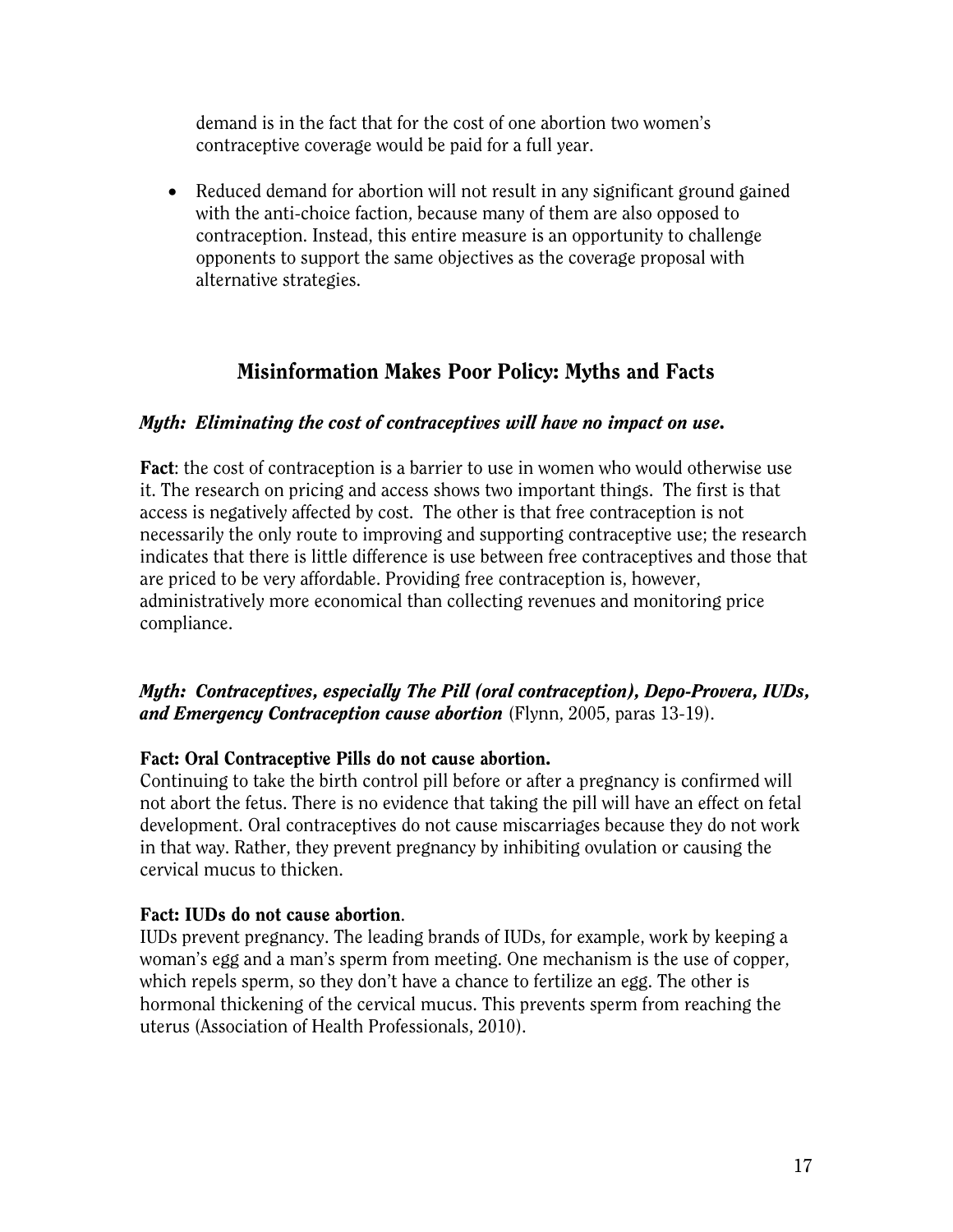demand is in the fact that for the cost of one abortion two women's contraceptive coverage would be paid for a full year.

- Reduced demand for abortion will not result in any significant ground gained with the anti-choice faction, because many of them are also opposed to contraception. Instead, this entire measure is an opportunity to challenge opponents to support the same objectives as the coverage proposal with alternative strategies.

## Misinformation Makes Poor Policy: Myths and Facts

***Myth: Eliminating the cost of contraceptives will have no impact on use.***

**Fact**: the cost of contraception is a barrier to use in women who would otherwise use it. The research on pricing and access shows two important things. The first is that access is negatively affected by cost. The other is that free contraception is not necessarily the only route to improving and supporting contraceptive use; the research indicates that there is little difference is use between free contraceptives and those that are priced to be very affordable. Providing free contraception is, however, administratively more economical than collecting revenues and monitoring price compliance.

***Myth: Contraceptives, especially The Pill (oral contraception), Depo-Provera, IUDs, and Emergency Contraception cause abortion*** (Flynn, 2005, paras 13-19).

**Fact: Oral Contraceptive Pills do not cause abortion.**
Continuing to take the birth control pill before or after a pregnancy is confirmed will not abort the fetus. There is no evidence that taking the pill will have an effect on fetal development. Oral contraceptives do not cause miscarriages because they do not work in that way. Rather, they prevent pregnancy by inhibiting ovulation or causing the cervical mucus to thicken.

**Fact: IUDs do not cause abortion**.
IUDs prevent pregnancy. The leading brands of IUDs, for example, work by keeping a woman's egg and a man's sperm from meeting. One mechanism is the use of copper, which repels sperm, so they don't have a chance to fertilize an egg. The other is hormonal thickening of the cervical mucus. This prevents sperm from reaching the uterus (Association of Health Professionals, 2010).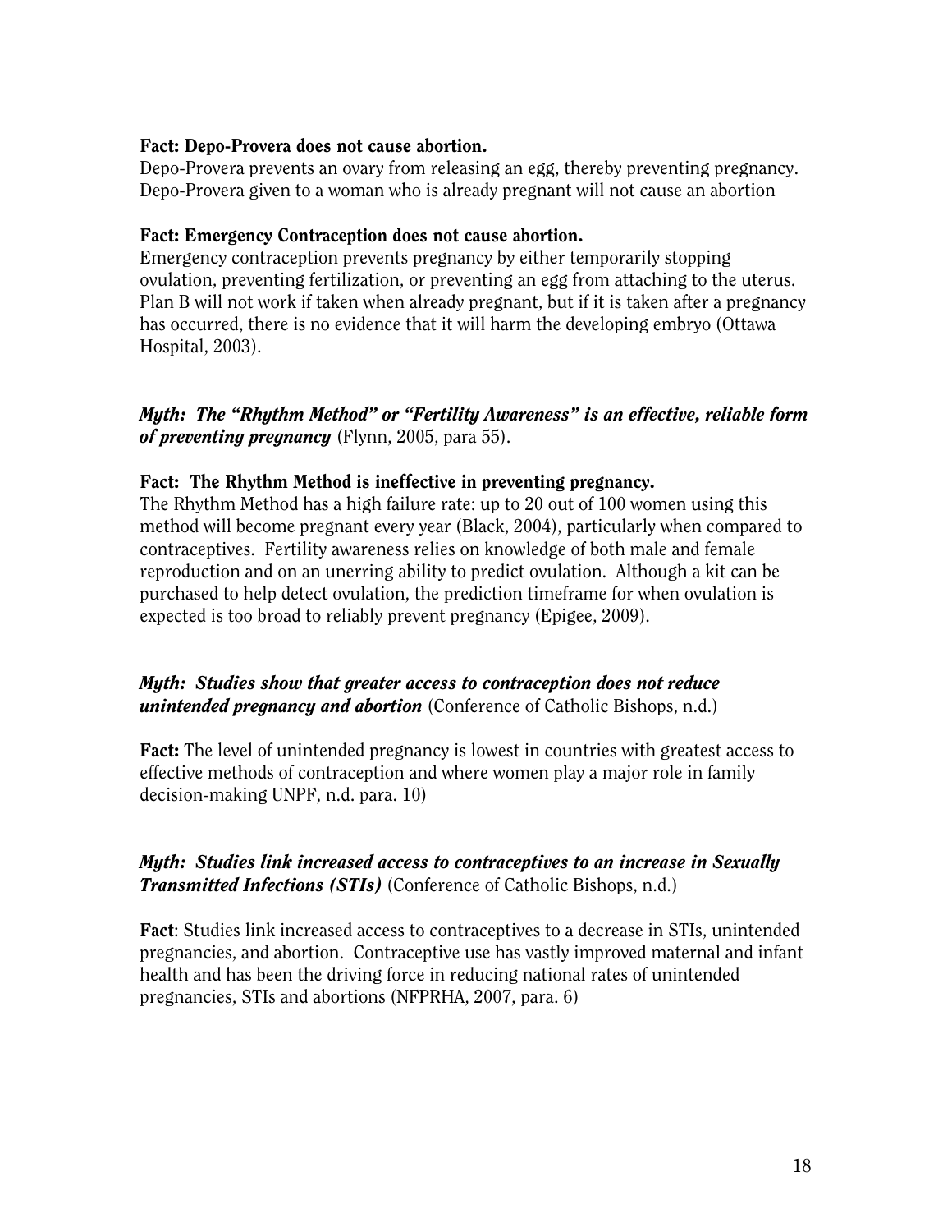**Fact: Depo-Provera does not cause abortion.**
Depo-Provera prevents an ovary from releasing an egg, thereby preventing pregnancy. Depo-Provera given to a woman who is already pregnant will not cause an abortion

**Fact: Emergency Contraception does not cause abortion.**
Emergency contraception prevents pregnancy by either temporarily stopping ovulation, preventing fertilization, or preventing an egg from attaching to the uterus. Plan B will not work if taken when already pregnant, but if it is taken after a pregnancy has occurred, there is no evidence that it will harm the developing embryo (Ottawa Hospital, 2003).

***Myth: The "Rhythm Method" or "Fertility Awareness" is an effective, reliable form of preventing pregnancy*** (Flynn, 2005, para 55).

**Fact: The Rhythm Method is ineffective in preventing pregnancy.**
The Rhythm Method has a high failure rate: up to 20 out of 100 women using this method will become pregnant every year (Black, 2004), particularly when compared to contraceptives. Fertility awareness relies on knowledge of both male and female reproduction and on an unerring ability to predict ovulation. Although a kit can be purchased to help detect ovulation, the prediction timeframe for when ovulation is expected is too broad to reliably prevent pregnancy (Epigee, 2009).

***Myth: Studies show that greater access to contraception does not reduce unintended pregnancy and abortion*** (Conference of Catholic Bishops, n.d.)

**Fact:** The level of unintended pregnancy is lowest in countries with greatest access to effective methods of contraception and where women play a major role in family decision-making UNPF, n.d. para. 10)

***Myth: Studies link increased access to contraceptives to an increase in Sexually Transmitted Infections (STIs)*** (Conference of Catholic Bishops, n.d.)

**Fact**: Studies link increased access to contraceptives to a decrease in STIs, unintended pregnancies, and abortion. Contraceptive use has vastly improved maternal and infant health and has been the driving force in reducing national rates of unintended pregnancies, STIs and abortions (NFPRHA, 2007, para. 6)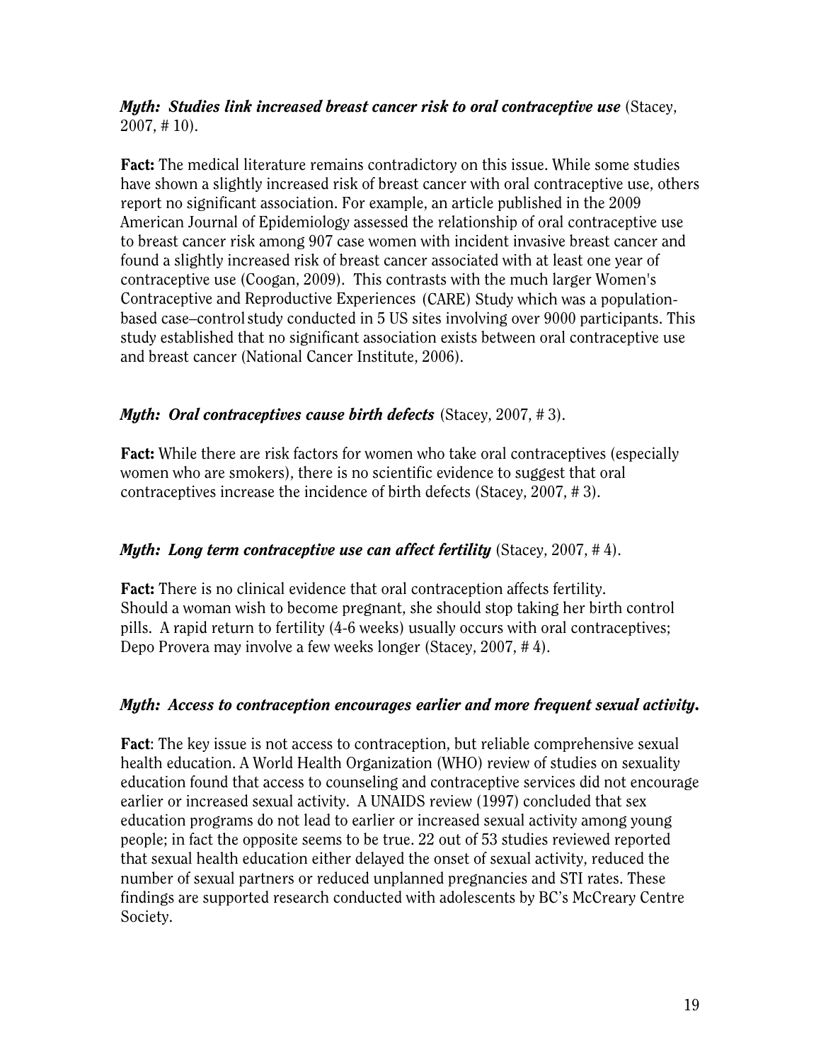***Myth: Studies link increased breast cancer risk to oral contraceptive use*** (Stacey, 2007, # 10).

**Fact:** The medical literature remains contradictory on this issue. While some studies have shown a slightly increased risk of breast cancer with oral contraceptive use, others report no significant association. For example, an article published in the 2009 American Journal of Epidemiology assessed the relationship of oral contraceptive use to breast cancer risk among 907 case women with incident invasive breast cancer and found a slightly increased risk of breast cancer associated with at least one year of contraceptive use (Coogan, 2009). This contrasts with the much larger Women's Contraceptive and Reproductive Experiences (CARE) Study which was a population-based case–control study conducted in 5 US sites involving over 9000 participants. This study established that no significant association exists between oral contraceptive use and breast cancer (National Cancer Institute, 2006).

***Myth: Oral contraceptives cause birth defects*** (Stacey, 2007, # 3).

**Fact:** While there are risk factors for women who take oral contraceptives (especially women who are smokers), there is no scientific evidence to suggest that oral contraceptives increase the incidence of birth defects (Stacey, 2007, # 3).

***Myth: Long term contraceptive use can affect fertility*** (Stacey, 2007, # 4).

**Fact:** There is no clinical evidence that oral contraception affects fertility. Should a woman wish to become pregnant, she should stop taking her birth control pills. A rapid return to fertility (4-6 weeks) usually occurs with oral contraceptives; Depo Provera may involve a few weeks longer (Stacey, 2007, # 4).

***Myth: Access to contraception encourages earlier and more frequent sexual activity.***

**Fact**: The key issue is not access to contraception, but reliable comprehensive sexual health education. A World Health Organization (WHO) review of studies on sexuality education found that access to counseling and contraceptive services did not encourage earlier or increased sexual activity. A UNAIDS review (1997) concluded that sex education programs do not lead to earlier or increased sexual activity among young people; in fact the opposite seems to be true. 22 out of 53 studies reviewed reported that sexual health education either delayed the onset of sexual activity, reduced the number of sexual partners or reduced unplanned pregnancies and STI rates. These findings are supported research conducted with adolescents by BC's McCreary Centre Society.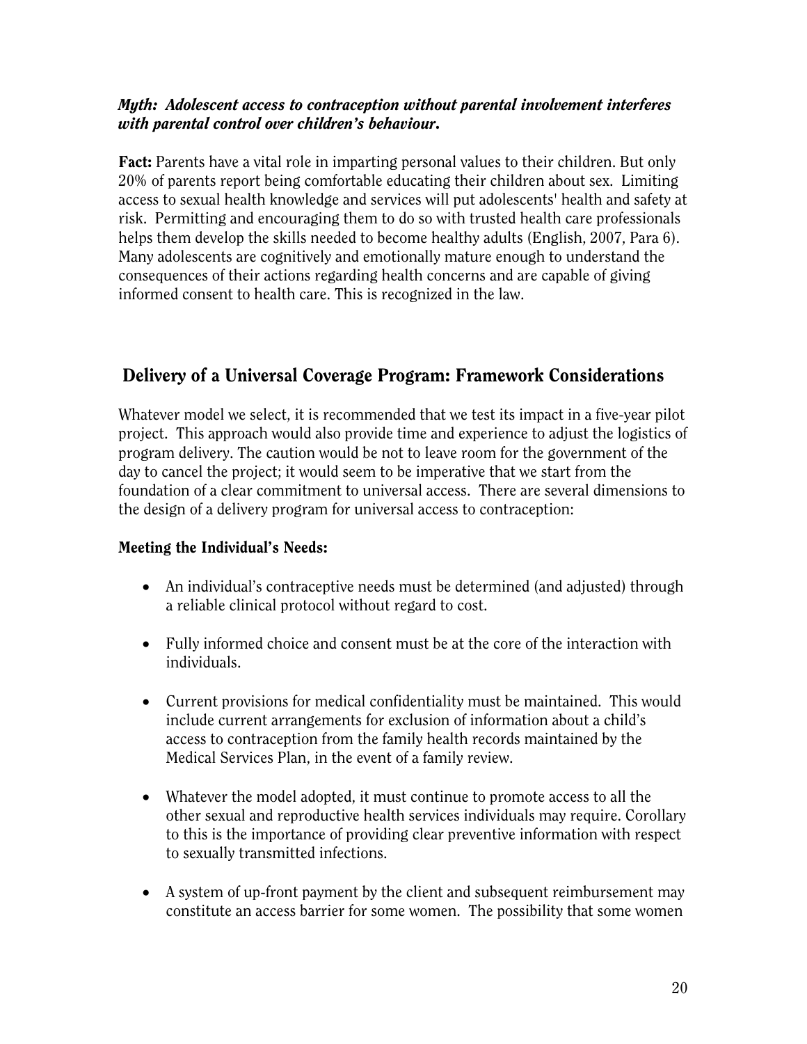***Myth: Adolescent access to contraception without parental involvement interferes with parental control over children's behaviour.***

**Fact:** Parents have a vital role in imparting personal values to their children. But only 20% of parents report being comfortable educating their children about sex. Limiting access to sexual health knowledge and services will put adolescents' health and safety at risk. Permitting and encouraging them to do so with trusted health care professionals helps them develop the skills needed to become healthy adults (English, 2007, Para 6). Many adolescents are cognitively and emotionally mature enough to understand the consequences of their actions regarding health concerns and are capable of giving informed consent to health care. This is recognized in the law.

## Delivery of a Universal Coverage Program: Framework Considerations

Whatever model we select, it is recommended that we test its impact in a five-year pilot project. This approach would also provide time and experience to adjust the logistics of program delivery. The caution would be not to leave room for the government of the day to cancel the project; it would seem to be imperative that we start from the foundation of a clear commitment to universal access. There are several dimensions to the design of a delivery program for universal access to contraception:

### Meeting the Individual's Needs:

- An individual's contraceptive needs must be determined (and adjusted) through a reliable clinical protocol without regard to cost.
- Fully informed choice and consent must be at the core of the interaction with individuals.
- Current provisions for medical confidentiality must be maintained. This would include current arrangements for exclusion of information about a child's access to contraception from the family health records maintained by the Medical Services Plan, in the event of a family review.
- Whatever the model adopted, it must continue to promote access to all the other sexual and reproductive health services individuals may require. Corollary to this is the importance of providing clear preventive information with respect to sexually transmitted infections.
- A system of up-front payment by the client and subsequent reimbursement may constitute an access barrier for some women. The possibility that some women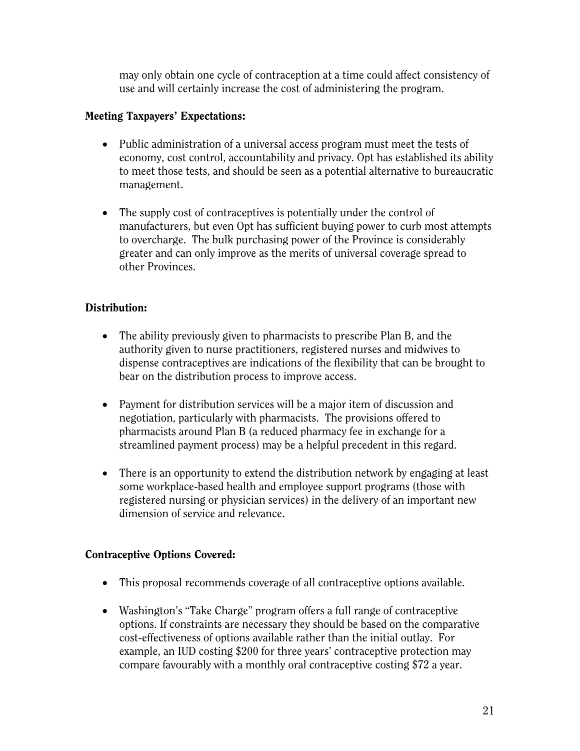may only obtain one cycle of contraception at a time could affect consistency of use and will certainly increase the cost of administering the program.

### Meeting Taxpayers' Expectations:

- Public administration of a universal access program must meet the tests of economy, cost control, accountability and privacy. Opt has established its ability to meet those tests, and should be seen as a potential alternative to bureaucratic management.

- The supply cost of contraceptives is potentially under the control of manufacturers, but even Opt has sufficient buying power to curb most attempts to overcharge. The bulk purchasing power of the Province is considerably greater and can only improve as the merits of universal coverage spread to other Provinces.

### Distribution:

- The ability previously given to pharmacists to prescribe Plan B, and the authority given to nurse practitioners, registered nurses and midwives to dispense contraceptives are indications of the flexibility that can be brought to bear on the distribution process to improve access.

- Payment for distribution services will be a major item of discussion and negotiation, particularly with pharmacists. The provisions offered to pharmacists around Plan B (a reduced pharmacy fee in exchange for a streamlined payment process) may be a helpful precedent in this regard.

- There is an opportunity to extend the distribution network by engaging at least some workplace-based health and employee support programs (those with registered nursing or physician services) in the delivery of an important new dimension of service and relevance.

### Contraceptive Options Covered:

- This proposal recommends coverage of all contraceptive options available.

- Washington's "Take Charge" program offers a full range of contraceptive options. If constraints are necessary they should be based on the comparative cost-effectiveness of options available rather than the initial outlay. For example, an IUD costing $200 for three years' contraceptive protection may compare favourably with a monthly oral contraceptive costing $72 a year.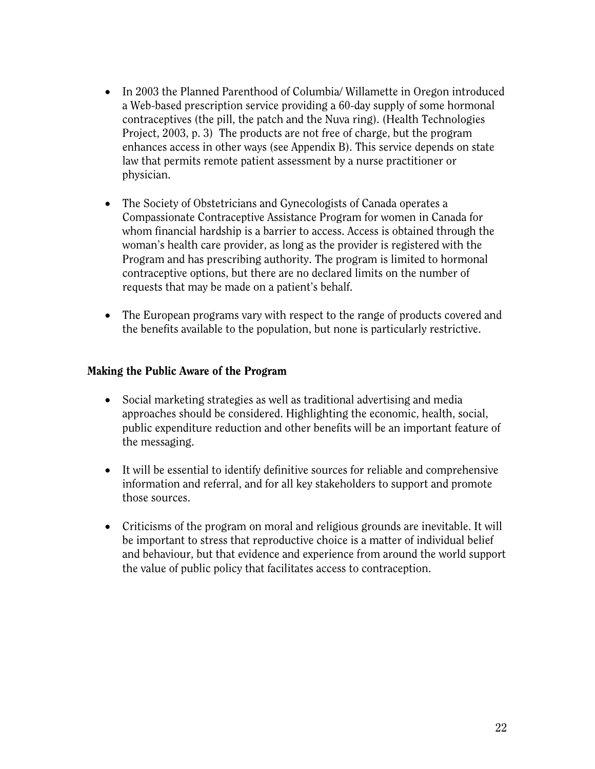- In 2003 the Planned Parenthood of Columbia/ Willamette in Oregon introduced a Web-based prescription service providing a 60-day supply of some hormonal contraceptives (the pill, the patch and the Nuva ring). (Health Technologies Project, 2003, p. 3) The products are not free of charge, but the program enhances access in other ways (see Appendix B). This service depends on state law that permits remote patient assessment by a nurse practitioner or physician.

- The Society of Obstetricians and Gynecologists of Canada operates a Compassionate Contraceptive Assistance Program for women in Canada for whom financial hardship is a barrier to access. Access is obtained through the woman's health care provider, as long as the provider is registered with the Program and has prescribing authority. The program is limited to hormonal contraceptive options, but there are no declared limits on the number of requests that may be made on a patient's behalf.

- The European programs vary with respect to the range of products covered and the benefits available to the population, but none is particularly restrictive.

### Making the Public Aware of the Program

- Social marketing strategies as well as traditional advertising and media approaches should be considered. Highlighting the economic, health, social, public expenditure reduction and other benefits will be an important feature of the messaging.

- It will be essential to identify definitive sources for reliable and comprehensive information and referral, and for all key stakeholders to support and promote those sources.

- Criticisms of the program on moral and religious grounds are inevitable. It will be important to stress that reproductive choice is a matter of individual belief and behaviour, but that evidence and experience from around the world support the value of public policy that facilitates access to contraception.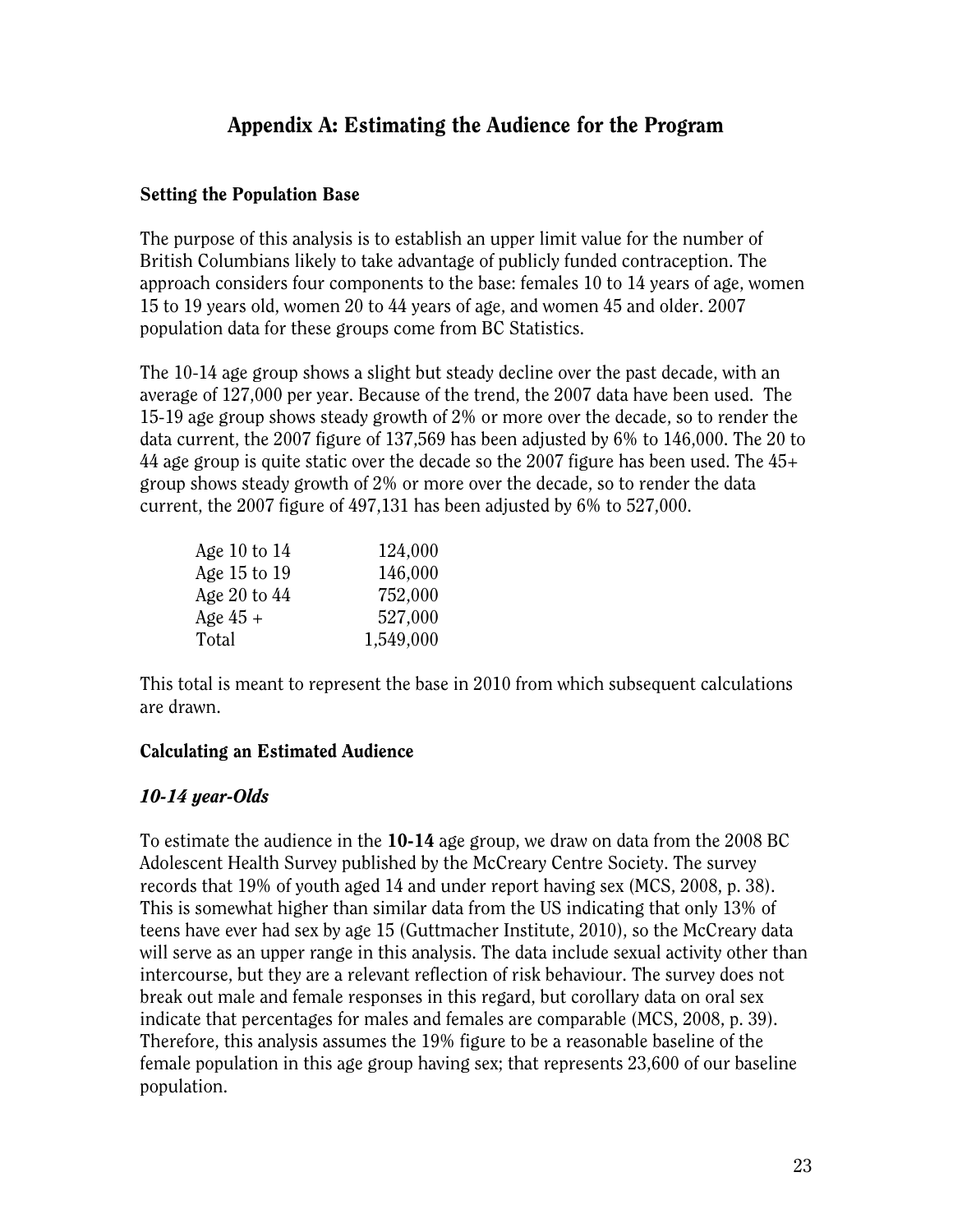# Appendix A: Estimating the Audience for the Program

### Setting the Population Base

The purpose of this analysis is to establish an upper limit value for the number of British Columbians likely to take advantage of publicly funded contraception. The approach considers four components to the base: females 10 to 14 years of age, women 15 to 19 years old, women 20 to 44 years of age, and women 45 and older. 2007 population data for these groups come from BC Statistics.

The 10-14 age group shows a slight but steady decline over the past decade, with an average of 127,000 per year. Because of the trend, the 2007 data have been used. The 15-19 age group shows steady growth of 2% or more over the decade, so to render the data current, the 2007 figure of 137,569 has been adjusted by 6% to 146,000. The 20 to 44 age group is quite static over the decade so the 2007 figure has been used. The 45+ group shows steady growth of 2% or more over the decade, so to render the data current, the 2007 figure of 497,131 has been adjusted by 6% to 527,000.

| | |
|---|---:|
| Age 10 to 14 | 124,000 |
| Age 15 to 19 | 146,000 |
| Age 20 to 44 | 752,000 |
| Age 45 + | 527,000 |
| Total | 1,549,000 |

This total is meant to represent the base in 2010 from which subsequent calculations are drawn.

### Calculating an Estimated Audience

#### *10-14 year-Olds*

To estimate the audience in the **10-14** age group, we draw on data from the 2008 BC Adolescent Health Survey published by the McCreary Centre Society. The survey records that 19% of youth aged 14 and under report having sex (MCS, 2008, p. 38). This is somewhat higher than similar data from the US indicating that only 13% of teens have ever had sex by age 15 (Guttmacher Institute, 2010), so the McCreary data will serve as an upper range in this analysis. The data include sexual activity other than intercourse, but they are a relevant reflection of risk behaviour. The survey does not break out male and female responses in this regard, but corollary data on oral sex indicate that percentages for males and females are comparable (MCS, 2008, p. 39). Therefore, this analysis assumes the 19% figure to be a reasonable baseline of the female population in this age group having sex; that represents 23,600 of our baseline population.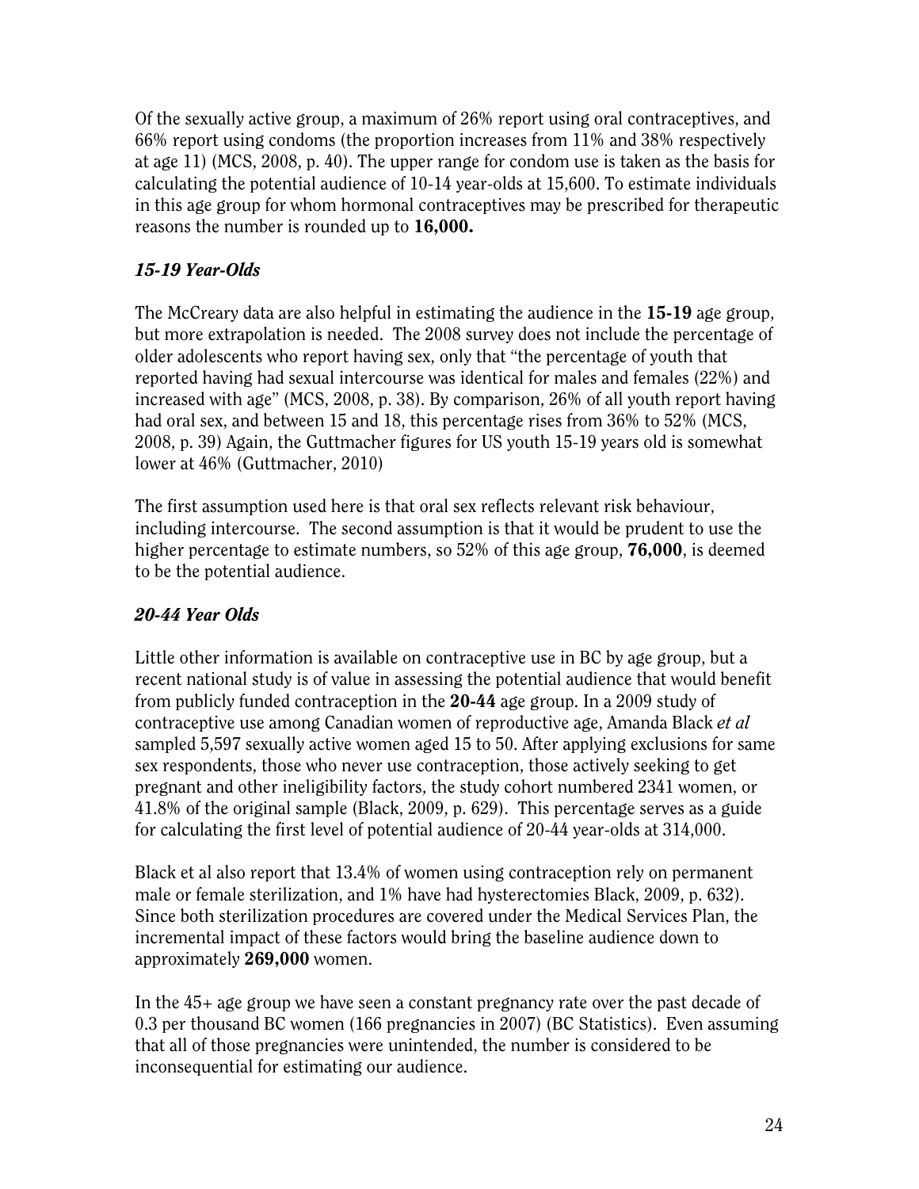Of the sexually active group, a maximum of 26% report using oral contraceptives, and 66% report using condoms (the proportion increases from 11% and 38% respectively at age 11) (MCS, 2008, p. 40). The upper range for condom use is taken as the basis for calculating the potential audience of 10-14 year-olds at 15,600. To estimate individuals in this age group for whom hormonal contraceptives may be prescribed for therapeutic reasons the number is rounded up to **16,000.**

### *15-19 Year-Olds*

The McCreary data are also helpful in estimating the audience in the **15-19** age group, but more extrapolation is needed. The 2008 survey does not include the percentage of older adolescents who report having sex, only that "the percentage of youth that reported having had sexual intercourse was identical for males and females (22%) and increased with age" (MCS, 2008, p. 38). By comparison, 26% of all youth report having had oral sex, and between 15 and 18, this percentage rises from 36% to 52% (MCS, 2008, p. 39) Again, the Guttmacher figures for US youth 15-19 years old is somewhat lower at 46% (Guttmacher, 2010)

The first assumption used here is that oral sex reflects relevant risk behaviour, including intercourse. The second assumption is that it would be prudent to use the higher percentage to estimate numbers, so 52% of this age group, **76,000**, is deemed to be the potential audience.

### *20-44 Year Olds*

Little other information is available on contraceptive use in BC by age group, but a recent national study is of value in assessing the potential audience that would benefit from publicly funded contraception in the **20-44** age group. In a 2009 study of contraceptive use among Canadian women of reproductive age, Amanda Black *et al* sampled 5,597 sexually active women aged 15 to 50. After applying exclusions for same sex respondents, those who never use contraception, those actively seeking to get pregnant and other ineligibility factors, the study cohort numbered 2341 women, or 41.8% of the original sample (Black, 2009, p. 629). This percentage serves as a guide for calculating the first level of potential audience of 20-44 year-olds at 314,000.

Black et al also report that 13.4% of women using contraception rely on permanent male or female sterilization, and 1% have had hysterectomies Black, 2009, p. 632). Since both sterilization procedures are covered under the Medical Services Plan, the incremental impact of these factors would bring the baseline audience down to approximately **269,000** women.

In the 45+ age group we have seen a constant pregnancy rate over the past decade of 0.3 per thousand BC women (166 pregnancies in 2007) (BC Statistics). Even assuming that all of those pregnancies were unintended, the number is considered to be inconsequential for estimating our audience.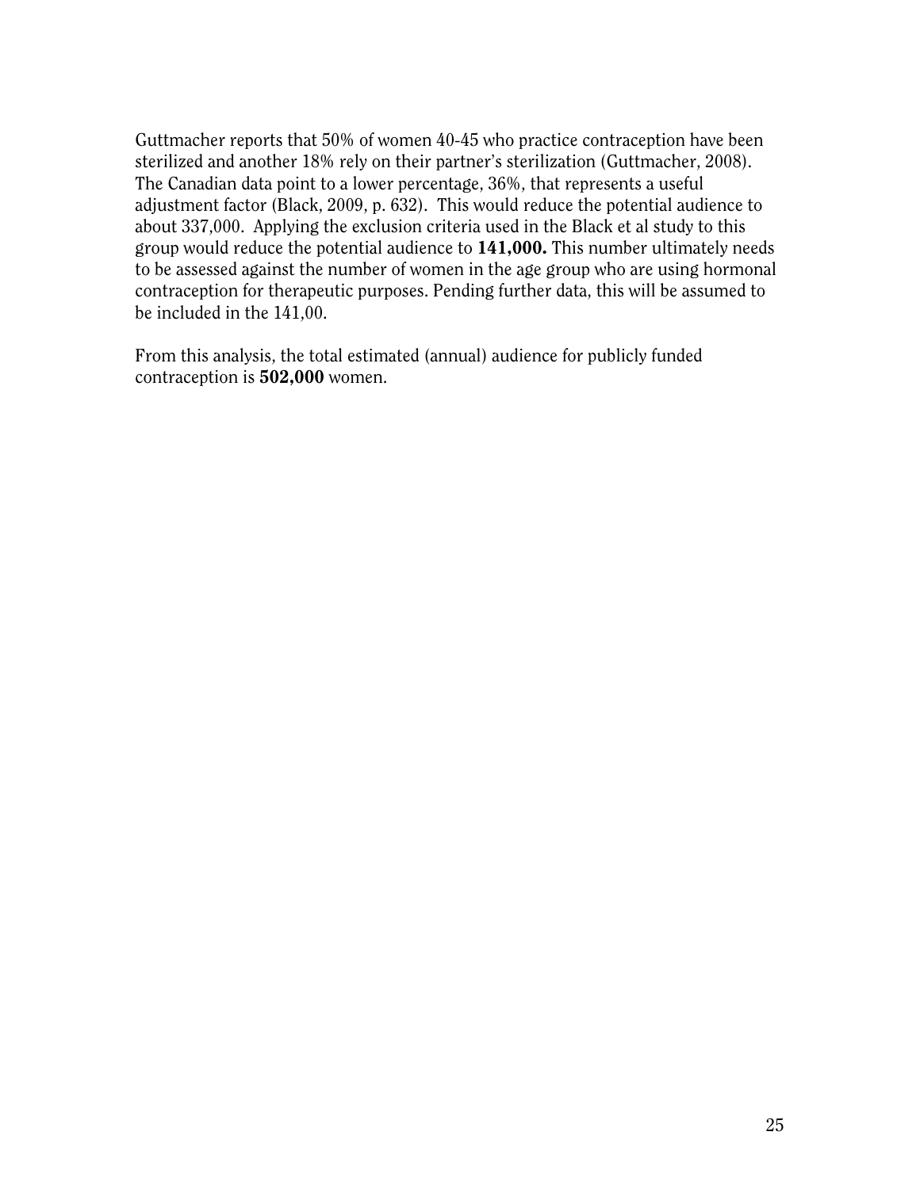Guttmacher reports that 50% of women 40-45 who practice contraception have been sterilized and another 18% rely on their partner's sterilization (Guttmacher, 2008). The Canadian data point to a lower percentage, 36%, that represents a useful adjustment factor (Black, 2009, p. 632). This would reduce the potential audience to about 337,000. Applying the exclusion criteria used in the Black et al study to this group would reduce the potential audience to **141,000.** This number ultimately needs to be assessed against the number of women in the age group who are using hormonal contraception for therapeutic purposes. Pending further data, this will be assumed to be included in the 141,00.

From this analysis, the total estimated (annual) audience for publicly funded contraception is **502,000** women.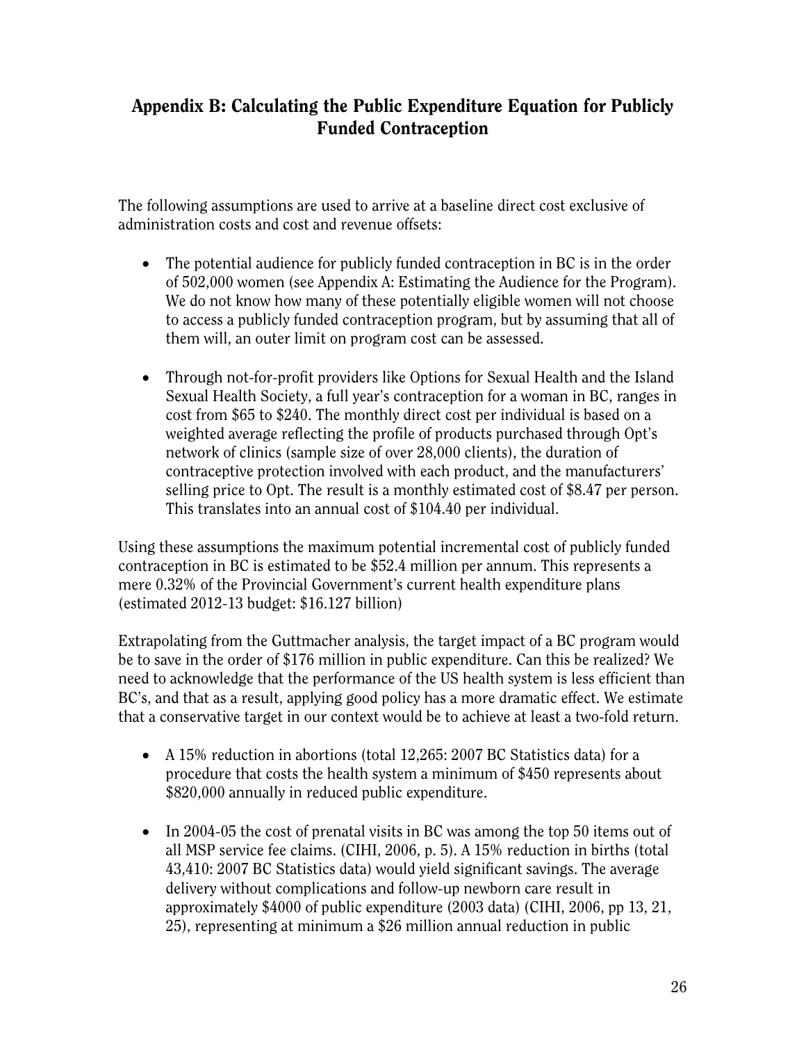## Appendix B: Calculating the Public Expenditure Equation for Publicly Funded Contraception

The following assumptions are used to arrive at a baseline direct cost exclusive of administration costs and cost and revenue offsets:

- The potential audience for publicly funded contraception in BC is in the order of 502,000 women (see Appendix A: Estimating the Audience for the Program). We do not know how many of these potentially eligible women will not choose to access a publicly funded contraception program, but by assuming that all of them will, an outer limit on program cost can be assessed.
- Through not-for-profit providers like Options for Sexual Health and the Island Sexual Health Society, a full year's contraception for a woman in BC, ranges in cost from $65 to $240. The monthly direct cost per individual is based on a weighted average reflecting the profile of products purchased through Opt's network of clinics (sample size of over 28,000 clients), the duration of contraceptive protection involved with each product, and the manufacturers' selling price to Opt. The result is a monthly estimated cost of $8.47 per person. This translates into an annual cost of $104.40 per individual.

Using these assumptions the maximum potential incremental cost of publicly funded contraception in BC is estimated to be $52.4 million per annum. This represents a mere 0.32% of the Provincial Government's current health expenditure plans (estimated 2012-13 budget: $16.127 billion)

Extrapolating from the Guttmacher analysis, the target impact of a BC program would be to save in the order of $176 million in public expenditure. Can this be realized? We need to acknowledge that the performance of the US health system is less efficient than BC's, and that as a result, applying good policy has a more dramatic effect. We estimate that a conservative target in our context would be to achieve at least a two-fold return.

- A 15% reduction in abortions (total 12,265: 2007 BC Statistics data) for a procedure that costs the health system a minimum of $450 represents about $820,000 annually in reduced public expenditure.
- In 2004-05 the cost of prenatal visits in BC was among the top 50 items out of all MSP service fee claims. (CIHI, 2006, p. 5). A 15% reduction in births (total 43,410: 2007 BC Statistics data) would yield significant savings. The average delivery without complications and follow-up newborn care result in approximately $4000 of public expenditure (2003 data) (CIHI, 2006, pp 13, 21, 25), representing at minimum a $26 million annual reduction in public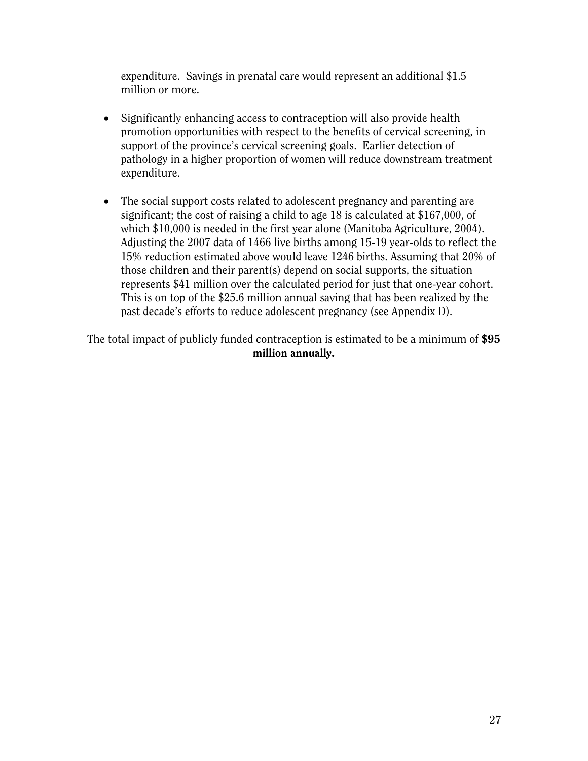expenditure. Savings in prenatal care would represent an additional $1.5 million or more.

- Significantly enhancing access to contraception will also provide health promotion opportunities with respect to the benefits of cervical screening, in support of the province's cervical screening goals. Earlier detection of pathology in a higher proportion of women will reduce downstream treatment expenditure.

- The social support costs related to adolescent pregnancy and parenting are significant; the cost of raising a child to age 18 is calculated at $167,000, of which $10,000 is needed in the first year alone (Manitoba Agriculture, 2004). Adjusting the 2007 data of 1466 live births among 15-19 year-olds to reflect the 15% reduction estimated above would leave 1246 births. Assuming that 20% of those children and their parent(s) depend on social supports, the situation represents $41 million over the calculated period for just that one-year cohort. This is on top of the $25.6 million annual saving that has been realized by the past decade's efforts to reduce adolescent pregnancy (see Appendix D).

The total impact of publicly funded contraception is estimated to be a minimum of **$95 million annually.**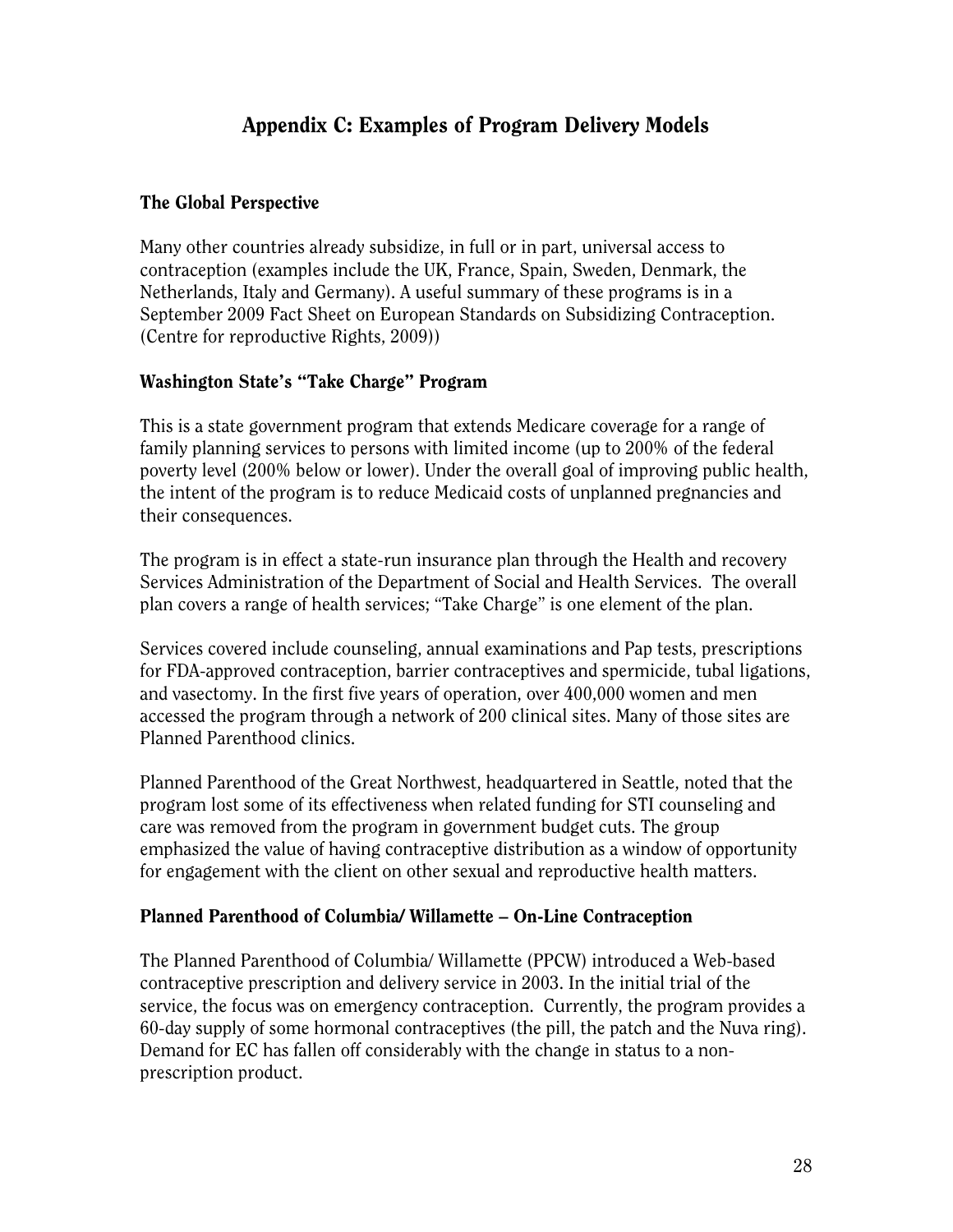# Appendix C: Examples of Program Delivery Models

### The Global Perspective

Many other countries already subsidize, in full or in part, universal access to contraception (examples include the UK, France, Spain, Sweden, Denmark, the Netherlands, Italy and Germany). A useful summary of these programs is in a September 2009 Fact Sheet on European Standards on Subsidizing Contraception. (Centre for reproductive Rights, 2009))

### Washington State's "Take Charge" Program

This is a state government program that extends Medicare coverage for a range of family planning services to persons with limited income (up to 200% of the federal poverty level (200% below or lower). Under the overall goal of improving public health, the intent of the program is to reduce Medicaid costs of unplanned pregnancies and their consequences.

The program is in effect a state-run insurance plan through the Health and recovery Services Administration of the Department of Social and Health Services. The overall plan covers a range of health services; "Take Charge" is one element of the plan.

Services covered include counseling, annual examinations and Pap tests, prescriptions for FDA-approved contraception, barrier contraceptives and spermicide, tubal ligations, and vasectomy. In the first five years of operation, over 400,000 women and men accessed the program through a network of 200 clinical sites. Many of those sites are Planned Parenthood clinics.

Planned Parenthood of the Great Northwest, headquartered in Seattle, noted that the program lost some of its effectiveness when related funding for STI counseling and care was removed from the program in government budget cuts. The group emphasized the value of having contraceptive distribution as a window of opportunity for engagement with the client on other sexual and reproductive health matters.

### Planned Parenthood of Columbia/ Willamette – On-Line Contraception

The Planned Parenthood of Columbia/ Willamette (PPCW) introduced a Web-based contraceptive prescription and delivery service in 2003. In the initial trial of the service, the focus was on emergency contraception. Currently, the program provides a 60-day supply of some hormonal contraceptives (the pill, the patch and the Nuva ring). Demand for EC has fallen off considerably with the change in status to a non-prescription product.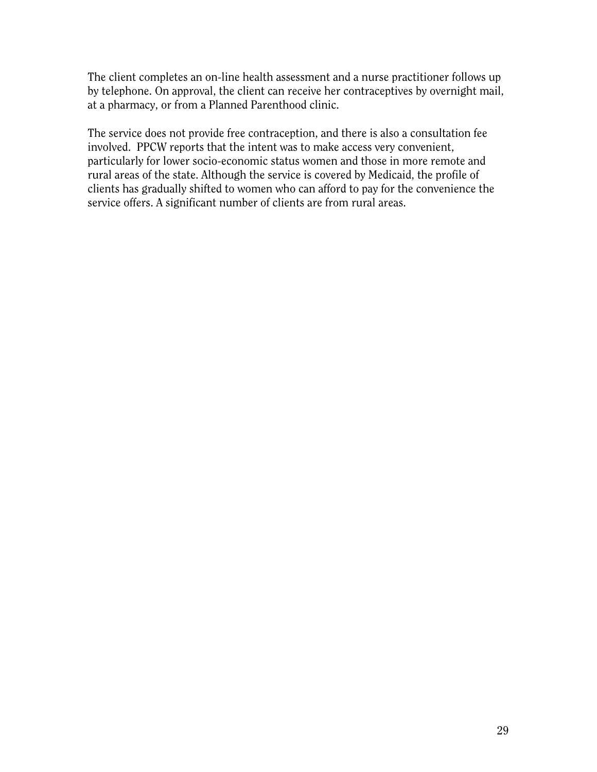The client completes an on-line health assessment and a nurse practitioner follows up by telephone. On approval, the client can receive her contraceptives by overnight mail, at a pharmacy, or from a Planned Parenthood clinic.

The service does not provide free contraception, and there is also a consultation fee involved. PPCW reports that the intent was to make access very convenient, particularly for lower socio-economic status women and those in more remote and rural areas of the state. Although the service is covered by Medicaid, the profile of clients has gradually shifted to women who can afford to pay for the convenience the service offers. A significant number of clients are from rural areas.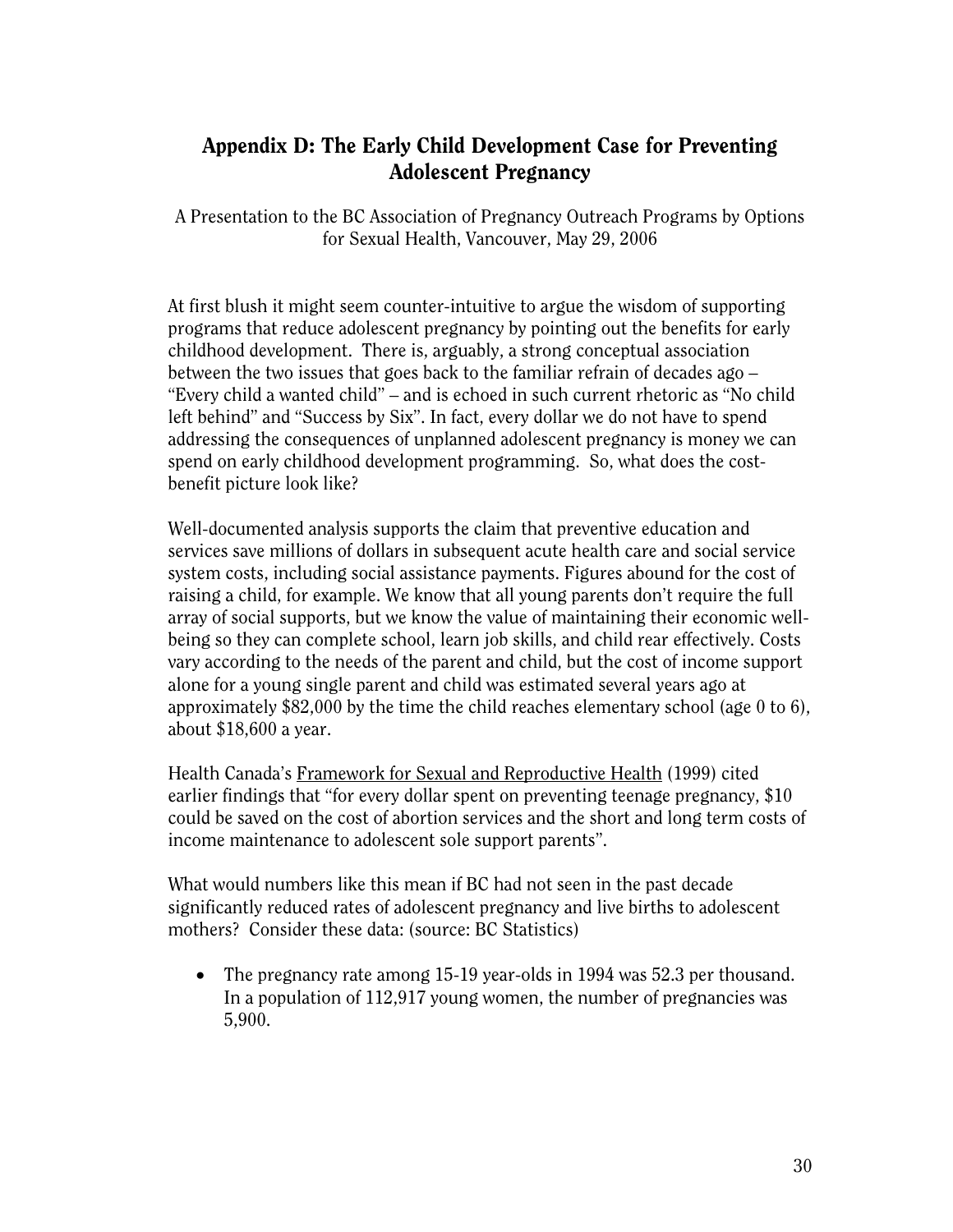## Appendix D: The Early Child Development Case for Preventing Adolescent Pregnancy

A Presentation to the BC Association of Pregnancy Outreach Programs by Options for Sexual Health, Vancouver, May 29, 2006

At first blush it might seem counter-intuitive to argue the wisdom of supporting programs that reduce adolescent pregnancy by pointing out the benefits for early childhood development. There is, arguably, a strong conceptual association between the two issues that goes back to the familiar refrain of decades ago – "Every child a wanted child" – and is echoed in such current rhetoric as "No child left behind" and "Success by Six". In fact, every dollar we do not have to spend addressing the consequences of unplanned adolescent pregnancy is money we can spend on early childhood development programming. So, what does the cost-benefit picture look like?

Well-documented analysis supports the claim that preventive education and services save millions of dollars in subsequent acute health care and social service system costs, including social assistance payments. Figures abound for the cost of raising a child, for example. We know that all young parents don't require the full array of social supports, but we know the value of maintaining their economic well-being so they can complete school, learn job skills, and child rear effectively. Costs vary according to the needs of the parent and child, but the cost of income support alone for a young single parent and child was estimated several years ago at approximately $82,000 by the time the child reaches elementary school (age 0 to 6), about $18,600 a year.

Health Canada's <u>Framework for Sexual and Reproductive Health</u> (1999) cited earlier findings that "for every dollar spent on preventing teenage pregnancy, $10 could be saved on the cost of abortion services and the short and long term costs of income maintenance to adolescent sole support parents".

What would numbers like this mean if BC had not seen in the past decade significantly reduced rates of adolescent pregnancy and live births to adolescent mothers? Consider these data: (source: BC Statistics)

- The pregnancy rate among 15-19 year-olds in 1994 was 52.3 per thousand. In a population of 112,917 young women, the number of pregnancies was 5,900.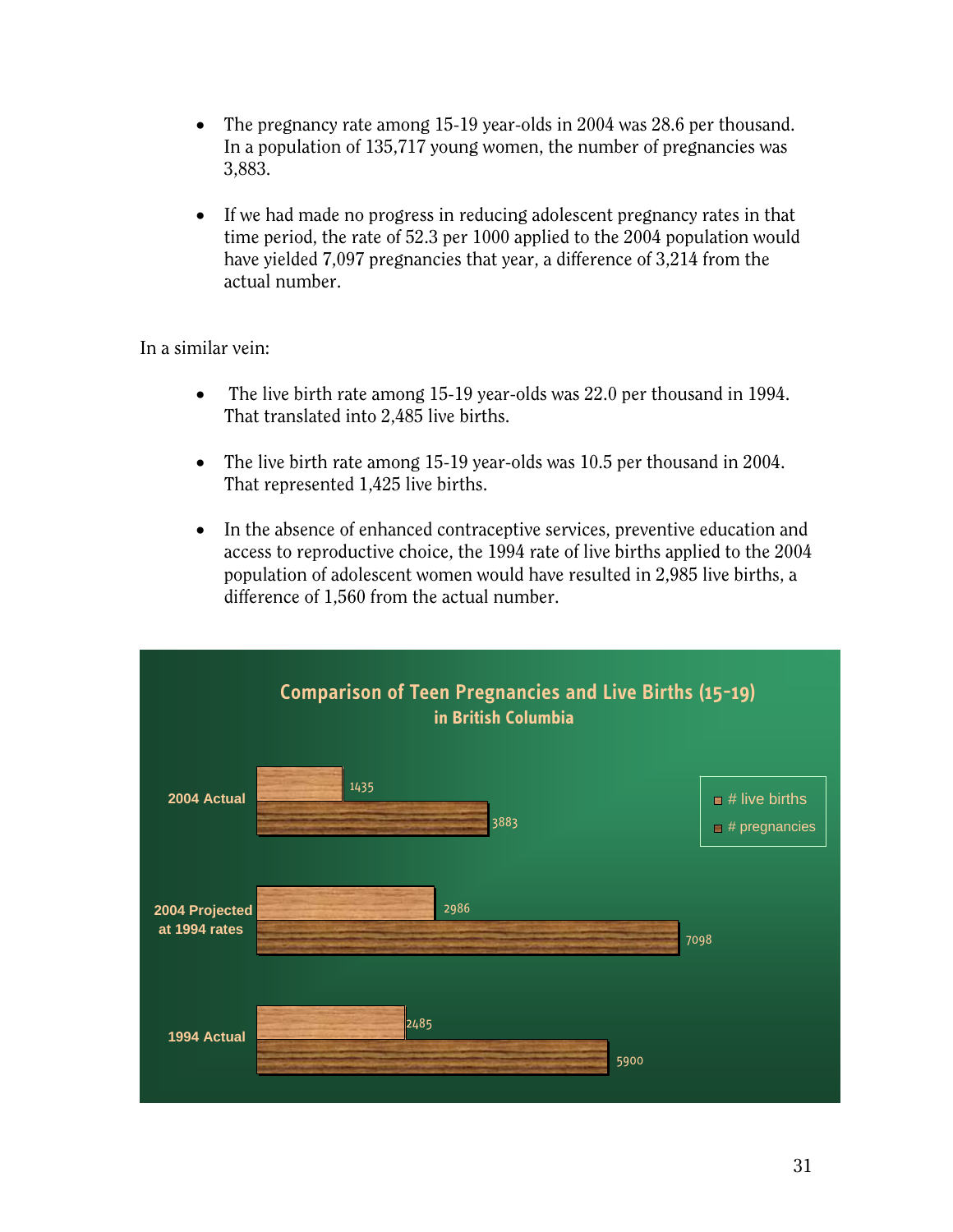- The pregnancy rate among 15-19 year-olds in 2004 was 28.6 per thousand. In a population of 135,717 young women, the number of pregnancies was 3,883.

- If we had made no progress in reducing adolescent pregnancy rates in that time period, the rate of 52.3 per 1000 applied to the 2004 population would have yielded 7,097 pregnancies that year, a difference of 3,214 from the actual number.

In a similar vein:

- The live birth rate among 15-19 year-olds was 22.0 per thousand in 1994. That translated into 2,485 live births.

- The live birth rate among 15-19 year-olds was 10.5 per thousand in 2004. That represented 1,425 live births.

- In the absence of enhanced contraceptive services, preventive education and access to reproductive choice, the 1994 rate of live births applied to the 2004 population of adolescent women would have resulted in 2,985 live births, a difference of 1,560 from the actual number.

**Comparison of Teen Pregnancies and Live Births (15-19) in British Columbia**

| | # live births | # pregnancies |
|---|---|---|
| 2004 Actual | 1435 | 3883 |
| 2004 Projected at 1994 rates | 2986 | 7098 |
| 1994 Actual | 2485 | 5900 |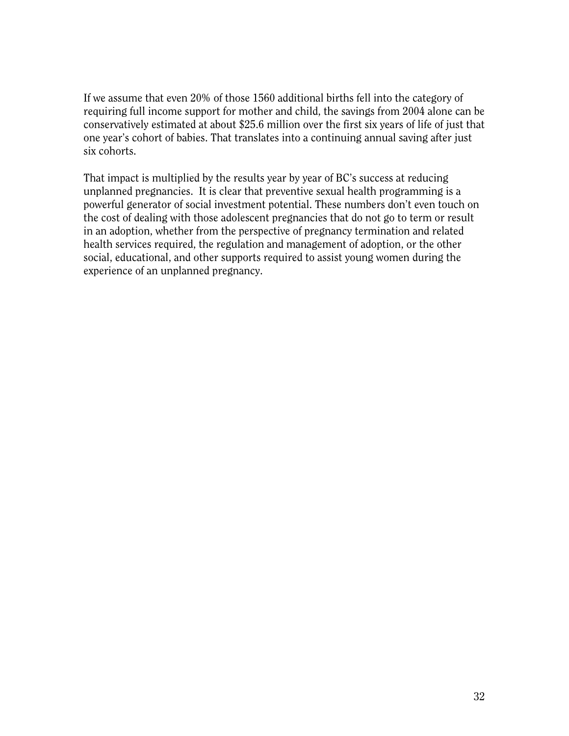If we assume that even 20% of those 1560 additional births fell into the category of requiring full income support for mother and child, the savings from 2004 alone can be conservatively estimated at about $25.6 million over the first six years of life of just that one year's cohort of babies. That translates into a continuing annual saving after just six cohorts.

That impact is multiplied by the results year by year of BC's success at reducing unplanned pregnancies. It is clear that preventive sexual health programming is a powerful generator of social investment potential. These numbers don't even touch on the cost of dealing with those adolescent pregnancies that do not go to term or result in an adoption, whether from the perspective of pregnancy termination and related health services required, the regulation and management of adoption, or the other social, educational, and other supports required to assist young women during the experience of an unplanned pregnancy.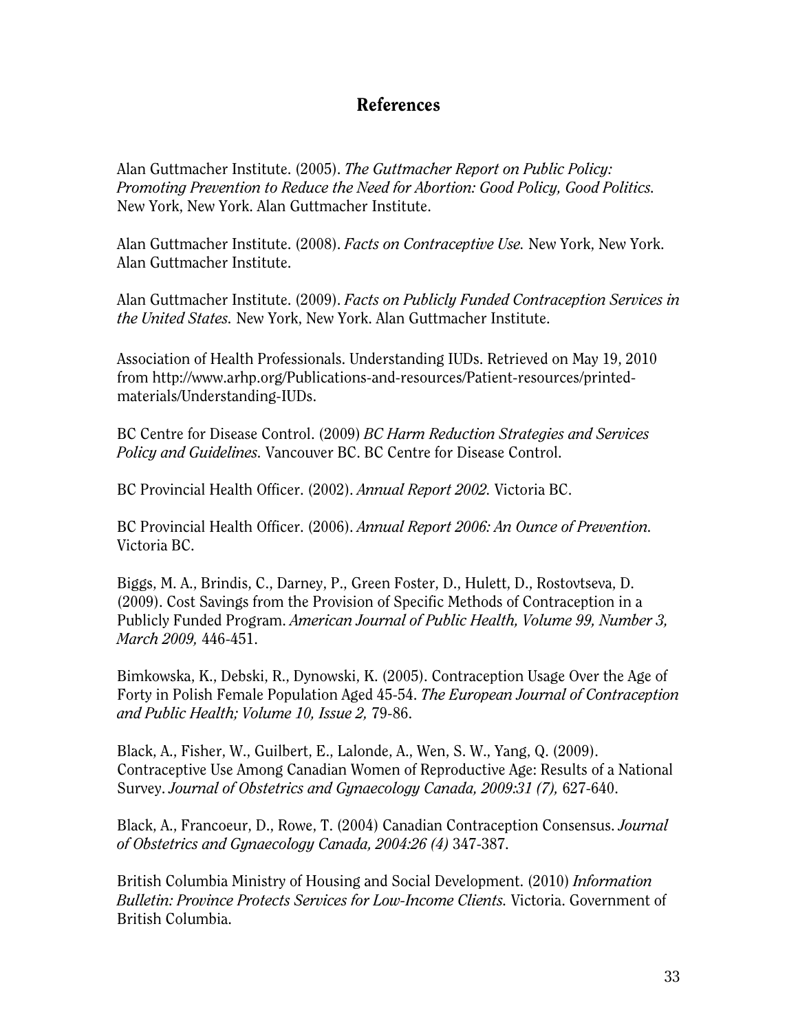## References

Alan Guttmacher Institute. (2005). *The Guttmacher Report on Public Policy: Promoting Prevention to Reduce the Need for Abortion: Good Policy, Good Politics.* New York, New York. Alan Guttmacher Institute.

Alan Guttmacher Institute. (2008). *Facts on Contraceptive Use.* New York, New York. Alan Guttmacher Institute.

Alan Guttmacher Institute. (2009). *Facts on Publicly Funded Contraception Services in the United States.* New York, New York. Alan Guttmacher Institute.

Association of Health Professionals. Understanding IUDs. Retrieved on May 19, 2010 from http://www.arhp.org/Publications-and-resources/Patient-resources/printed-materials/Understanding-IUDs.

BC Centre for Disease Control. (2009) *BC Harm Reduction Strategies and Services Policy and Guidelines.* Vancouver BC. BC Centre for Disease Control.

BC Provincial Health Officer. (2002). *Annual Report 2002.* Victoria BC.

BC Provincial Health Officer. (2006). *Annual Report 2006: An Ounce of Prevention.* Victoria BC.

Biggs, M. A., Brindis, C., Darney, P., Green Foster, D., Hulett, D., Rostovtseva, D. (2009). Cost Savings from the Provision of Specific Methods of Contraception in a Publicly Funded Program. *American Journal of Public Health, Volume 99, Number 3, March 2009,* 446-451.

Bimkowska, K., Debski, R., Dynowski, K. (2005). Contraception Usage Over the Age of Forty in Polish Female Population Aged 45-54. *The European Journal of Contraception and Public Health; Volume 10, Issue 2,* 79-86.

Black, A., Fisher, W., Guilbert, E., Lalonde, A., Wen, S. W., Yang, Q. (2009). Contraceptive Use Among Canadian Women of Reproductive Age: Results of a National Survey. *Journal of Obstetrics and Gynaecology Canada, 2009:31 (7),* 627-640.

Black, A., Francoeur, D., Rowe, T. (2004) Canadian Contraception Consensus. *Journal of Obstetrics and Gynaecology Canada, 2004:26 (4)* 347-387.

British Columbia Ministry of Housing and Social Development. (2010) *Information Bulletin: Province Protects Services for Low-Income Clients.* Victoria. Government of British Columbia.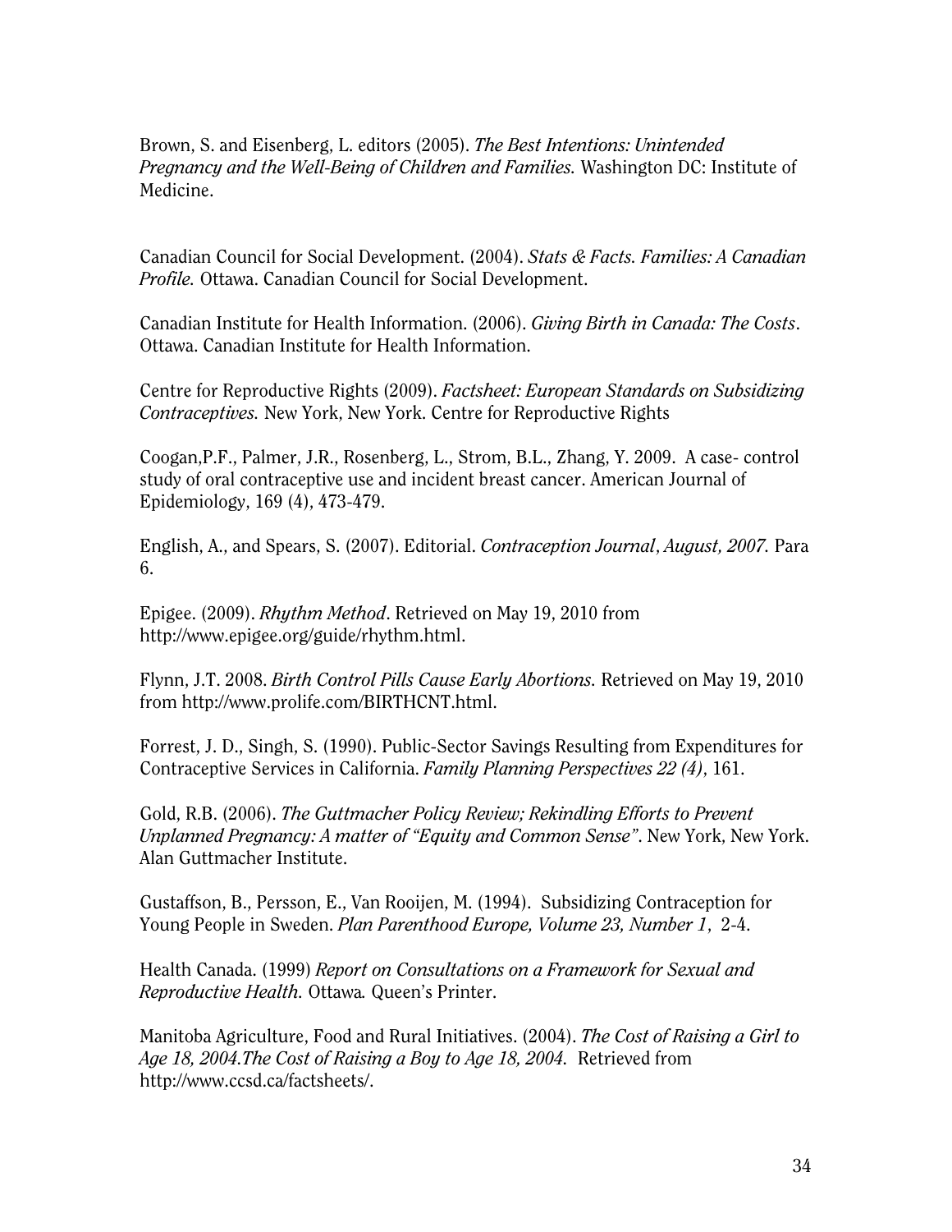Brown, S. and Eisenberg, L. editors (2005). *The Best Intentions: Unintended Pregnancy and the Well-Being of Children and Families.* Washington DC: Institute of Medicine.

Canadian Council for Social Development. (2004). *Stats & Facts. Families: A Canadian Profile.* Ottawa. Canadian Council for Social Development.

Canadian Institute for Health Information. (2006). *Giving Birth in Canada: The Costs*. Ottawa. Canadian Institute for Health Information.

Centre for Reproductive Rights (2009). *Factsheet: European Standards on Subsidizing Contraceptives.* New York, New York. Centre for Reproductive Rights

Coogan,P.F., Palmer, J.R., Rosenberg, L., Strom, B.L., Zhang, Y. 2009. A case- control study of oral contraceptive use and incident breast cancer. American Journal of Epidemiology, 169 (4), 473-479.

English, A., and Spears, S. (2007). Editorial. *Contraception Journal*, *August, 2007.* Para 6.

Epigee. (2009). *Rhythm Method*. Retrieved on May 19, 2010 from http://www.epigee.org/guide/rhythm.html.

Flynn, J.T. 2008. *Birth Control Pills Cause Early Abortions.* Retrieved on May 19, 2010 from http://www.prolife.com/BIRTHCNT.html.

Forrest, J. D., Singh, S. (1990). Public-Sector Savings Resulting from Expenditures for Contraceptive Services in California. *Family Planning Perspectives 22 (4)*, 161.

Gold, R.B. (2006). *The Guttmacher Policy Review; Rekindling Efforts to Prevent Unplanned Pregnancy: A matter of "Equity and Common Sense"*. New York, New York. Alan Guttmacher Institute.

Gustaffson, B., Persson, E., Van Rooijen, M. (1994). Subsidizing Contraception for Young People in Sweden. *Plan Parenthood Europe, Volume 23, Number 1*, 2-4.

Health Canada. (1999) *Report on Consultations on a Framework for Sexual and Reproductive Health.* Ottawa*.* Queen's Printer.

Manitoba Agriculture, Food and Rural Initiatives. (2004). *The Cost of Raising a Girl to Age 18, 2004.The Cost of Raising a Boy to Age 18, 2004.* Retrieved from http://www.ccsd.ca/factsheets/.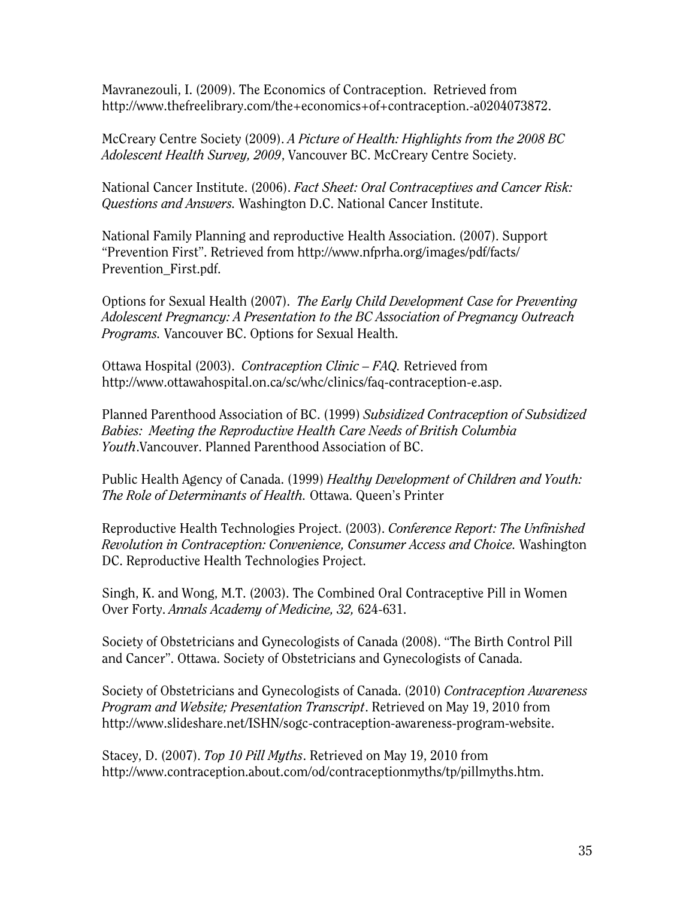Mavranezouli, I. (2009). The Economics of Contraception. Retrieved from http://www.thefreelibrary.com/the+economics+of+contraception.-a0204073872.

McCreary Centre Society (2009). *A Picture of Health: Highlights from the 2008 BC Adolescent Health Survey, 2009*, Vancouver BC. McCreary Centre Society.

National Cancer Institute. (2006). *Fact Sheet: Oral Contraceptives and Cancer Risk: Questions and Answers.* Washington D.C. National Cancer Institute.

National Family Planning and reproductive Health Association. (2007). Support "Prevention First". Retrieved from http://www.nfprha.org/images/pdf/facts/Prevention_First.pdf.

Options for Sexual Health (2007). *The Early Child Development Case for Preventing Adolescent Pregnancy: A Presentation to the BC Association of Pregnancy Outreach Programs.* Vancouver BC. Options for Sexual Health.

Ottawa Hospital (2003). *Contraception Clinic – FAQ.* Retrieved from http://www.ottawahospital.on.ca/sc/whc/clinics/faq-contraception-e.asp.

Planned Parenthood Association of BC. (1999) *Subsidized Contraception of Subsidized Babies: Meeting the Reproductive Health Care Needs of British Columbia Youth*.Vancouver. Planned Parenthood Association of BC.

Public Health Agency of Canada. (1999) *Healthy Development of Children and Youth: The Role of Determinants of Health.* Ottawa. Queen's Printer

Reproductive Health Technologies Project. (2003). *Conference Report: The Unfinished Revolution in Contraception: Convenience, Consumer Access and Choice.* Washington DC. Reproductive Health Technologies Project.

Singh, K. and Wong, M.T. (2003). The Combined Oral Contraceptive Pill in Women Over Forty. *Annals Academy of Medicine, 32,* 624-631.

Society of Obstetricians and Gynecologists of Canada (2008). "The Birth Control Pill and Cancer". Ottawa. Society of Obstetricians and Gynecologists of Canada.

Society of Obstetricians and Gynecologists of Canada. (2010) *Contraception Awareness Program and Website; Presentation Transcript*. Retrieved on May 19, 2010 from http://www.slideshare.net/ISHN/sogc-contraception-awareness-program-website.

Stacey, D. (2007). *Top 10 Pill Myths*. Retrieved on May 19, 2010 from http://www.contraception.about.com/od/contraceptionmyths/tp/pillmyths.htm.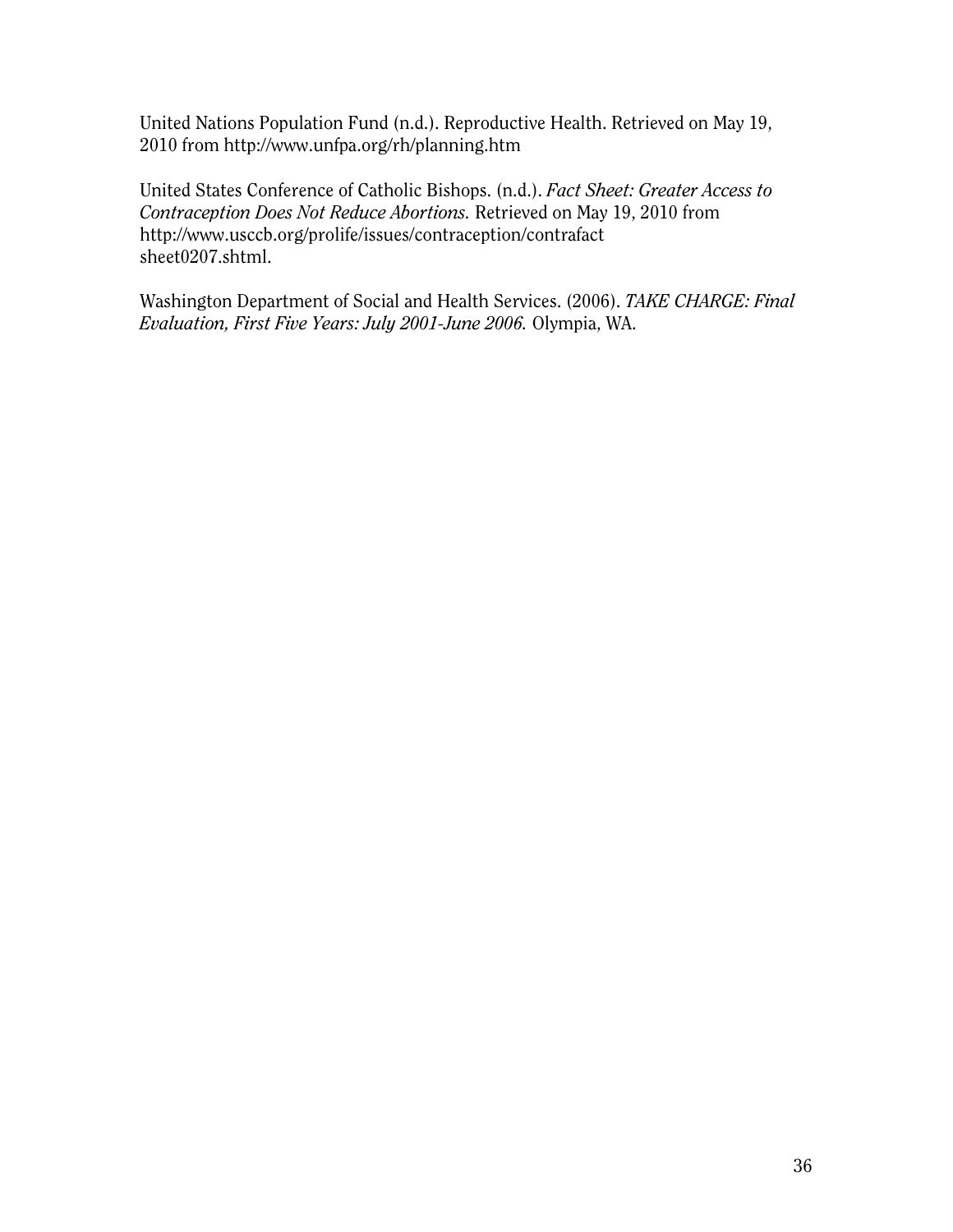United Nations Population Fund (n.d.). Reproductive Health. Retrieved on May 19, 2010 from http://www.unfpa.org/rh/planning.htm

United States Conference of Catholic Bishops. (n.d.). *Fact Sheet: Greater Access to Contraception Does Not Reduce Abortions.* Retrieved on May 19, 2010 from http://www.usccb.org/prolife/issues/contraception/contrafact sheet0207.shtml.

Washington Department of Social and Health Services. (2006). *TAKE CHARGE: Final Evaluation, First Five Years: July 2001-June 2006.* Olympia, WA.